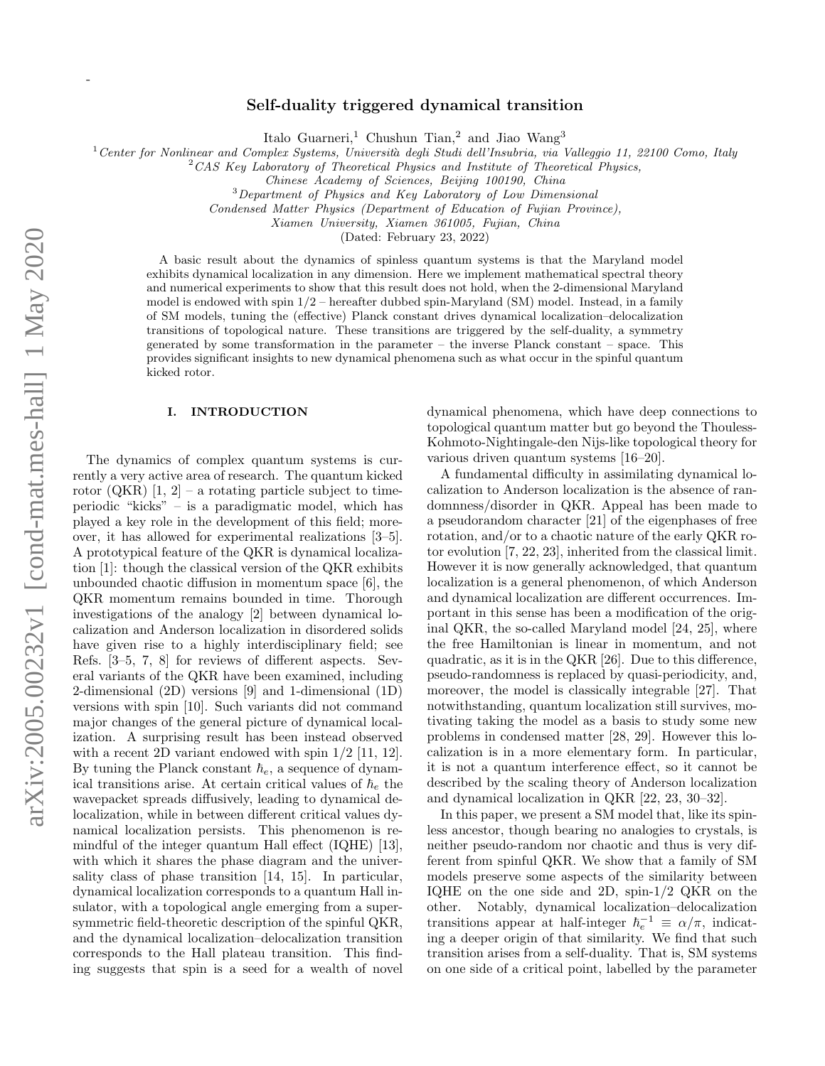# Self-duality triggered dynamical transition

Italo Guarneri,[1] Chushun Tian,[2] and Jiao Wang[3]

[1] *Center for Nonlinear and Complex Systems, Università degli Studi dell'Insubria, via Valleggio 11, 22100 Como, Italy*
[2] *CAS Key Laboratory of Theoretical Physics and Institute of Theoretical Physics, Chinese Academy of Sciences, Beijing 100190, China*
[3] *Department of Physics and Key Laboratory of Low Dimensional Condensed Matter Physics (Department of Education of Fujian Province), Xiamen University, Xiamen 361005, Fujian, China*

(Dated: February 23, 2022)

A basic result about the dynamics of spinless quantum systems is that the Maryland model exhibits dynamical localization in any dimension. Here we implement mathematical spectral theory and numerical experiments to show that this result does not hold, when the 2-dimensional Maryland model is endowed with spin 1/2 – hereafter dubbed spin-Maryland (SM) model. Instead, in a family of SM models, tuning the (effective) Planck constant drives dynamical localization–delocalization transitions of topological nature. These transitions are triggered by the self-duality, a symmetry generated by some transformation in the parameter – the inverse Planck constant – space. This provides significant insights to new dynamical phenomena such as what occur in the spinful quantum kicked rotor.

## I. INTRODUCTION

The dynamics of complex quantum systems is currently a very active area of research. The quantum kicked rotor (QKR) [1, 2] – a rotating particle subject to time-periodic "kicks" – is a paradigmatic model, which has played a key role in the development of this field; moreover, it has allowed for experimental realizations [3–5]. A prototypical feature of the QKR is dynamical localization [1]: though the classical version of the QKR exhibits unbounded chaotic diffusion in momentum space [6], the QKR momentum remains bounded in time. Thorough investigations of the analogy [2] between dynamical localization and Anderson localization in disordered solids have given rise to a highly interdisciplinary field; see Refs. [3–5, 7, 8] for reviews of different aspects. Several variants of the QKR have been examined, including 2-dimensional (2D) versions [9] and 1-dimensional (1D) versions with spin [10]. Such variants did not command major changes of the general picture of dynamical localization. A surprising result has been instead observed with a recent 2D variant endowed with spin 1/2 [11, 12]. By tuning the Planck constant $\hbar_e$, a sequence of dynamical transitions arise. At certain critical values of $\hbar_e$ the wavepacket spreads diffusively, leading to dynamical delocalization, while in between different critical values dynamical localization persists. This phenomenon is remindful of the integer quantum Hall effect (IQHE) [13], with which it shares the phase diagram and the universality class of phase transition [14, 15]. In particular, dynamical localization corresponds to a quantum Hall insulator, with a topological angle emerging from a supersymmetric field-theoretic description of the spinful QKR, and the dynamical localization–delocalization transition corresponds to the Hall plateau transition. This finding suggests that spin is a seed for a wealth of novel dynamical phenomena, which have deep connections to topological quantum matter but go beyond the Thouless-Kohmoto-Nightingale-den Nijs-like topological theory for various driven quantum systems [16–20].

A fundamental difficulty in assimilating dynamical localization to Anderson localization is the absence of randomness/disorder in QKR. Appeal has been made to a pseudorandom character [21] of the eigenphases of free rotation, and/or to a chaotic nature of the early QKR rotor evolution [7, 22, 23], inherited from the classical limit. However it is now generally acknowledged, that quantum localization is a general phenomenon, of which Anderson and dynamical localization are different occurrences. Important in this sense has been a modification of the original QKR, the so-called Maryland model [24, 25], where the free Hamiltonian is linear in momentum, and not quadratic, as it is in the QKR [26]. Due to this difference, pseudo-randomness is replaced by quasi-periodicity, and, moreover, the model is classically integrable [27]. That notwithstanding, quantum localization still survives, motivating taking the model as a basis to study some new problems in condensed matter [28, 29]. However this localization is in a more elementary form. In particular, it is not a quantum interference effect, so it cannot be described by the scaling theory of Anderson localization and dynamical localization in QKR [22, 23, 30–32].

In this paper, we present a SM model that, like its spinless ancestor, though bearing no analogies to crystals, is neither pseudo-random nor chaotic and thus is very different from spinful QKR. We show that a family of SM models preserve some aspects of the similarity between IQHE on the one side and 2D, spin-1/2 QKR on the other. Notably, dynamical localization–delocalization transitions appear at half-integer $\hbar_e^{-1} \equiv \alpha/\pi$, indicating a deeper origin of that similarity. We find that such transition arises from a self-duality. That is, SM systems on one side of a critical point, labelled by the parameter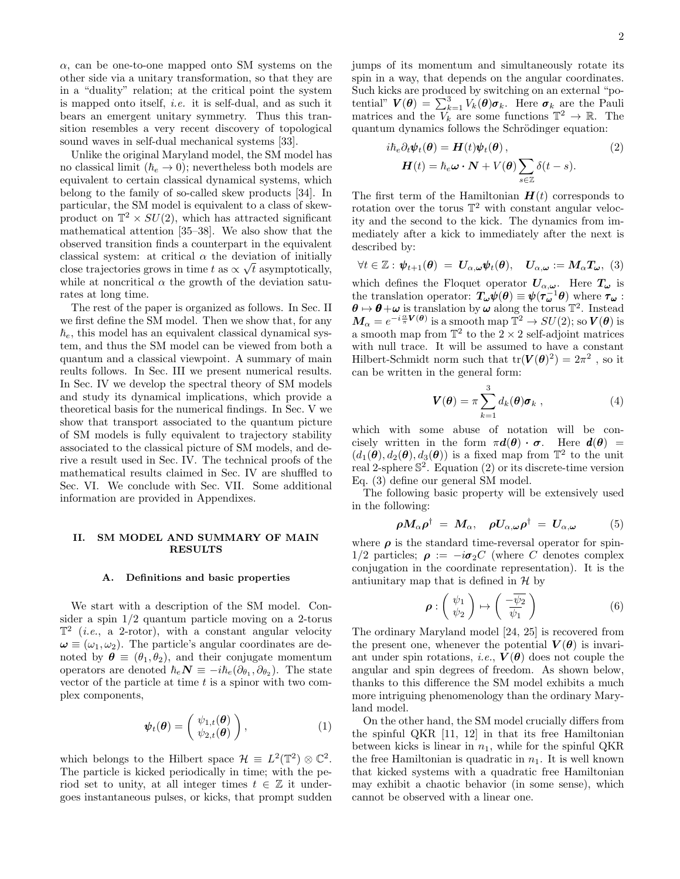$\alpha$, can be one-to-one mapped onto SM systems on the other side via a unitary transformation, so that they are in a "duality" relation; at the critical point the system is mapped onto itself, *i.e.* it is self-dual, and as such it bears an emergent unitary symmetry. Thus this transition resembles a very recent discovery of topological sound waves in self-dual mechanical systems [33].

Unlike the original Maryland model, the SM model has no classical limit ($\hbar_e \to 0$); nevertheless both models are equivalent to certain classical dynamical systems, which belong to the family of so-called skew products [34]. In particular, the SM model is equivalent to a class of skew-product on $\mathbb{T}^2 \times SU(2)$, which has attracted significant mathematical attention [35–38]. We also show that the observed transition finds a counterpart in the equivalent classical system: at critical $\alpha$ the deviation of initially close trajectories grows in time $t$ as $\propto \sqrt{t}$ asymptotically, while at noncritical $\alpha$ the growth of the deviation saturates at long time.

The rest of the paper is organized as follows. In Sec. II we first define the SM model. Then we show that, for any $\hbar_e$, this model has an equivalent classical dynamical system, and thus the SM model can be viewed from both a quantum and a classical viewpoint. A summary of main reults follows. In Sec. III we present numerical results. In Sec. IV we develop the spectral theory of SM models and study its dynamical implications, which provide a theoretical basis for the numerical findings. In Sec. V we show that transport associated to the quantum picture of SM models is fully equivalent to trajectory stability associated to the classical picture of SM models, and derive a result used in Sec. IV. The technical proofs of the mathematical results claimed in Sec. IV are shuffled to Sec. VI. We conclude with Sec. VII. Some additional information are provided in Appendixes.

## II. SM MODEL AND SUMMARY OF MAIN RESULTS

### A. Definitions and basic properties

We start with a description of the SM model. Consider a spin 1/2 quantum particle moving on a 2-torus $\mathbb{T}^2$ (*i.e.*, a 2-rotor), with a constant angular velocity $\boldsymbol{\omega} \equiv (\omega_1, \omega_2)$. The particle's angular coordinates are denoted by $\boldsymbol{\theta} \equiv (\theta_1, \theta_2)$, and their conjugate momentum operators are denoted $\hbar_e \boldsymbol{N} \equiv -i\hbar_e(\partial_{\theta_1}, \partial_{\theta_2})$. The state vector of the particle at time $t$ is a spinor with two complex components,

$$\boldsymbol{\psi}_t(\boldsymbol{\theta}) = \begin{pmatrix} \psi_{1,t}(\boldsymbol{\theta}) \\ \psi_{2,t}(\boldsymbol{\theta}) \end{pmatrix}, \tag{1}$$

which belongs to the Hilbert space $\mathcal{H} \equiv L^2(\mathbb{T}^2) \otimes \mathbb{C}^2$. The particle is kicked periodically in time; with the period set to unity, at all integer times $t \in \mathbb{Z}$ it undergoes instantaneous pulses, or kicks, that prompt sudden jumps of its momentum and simultaneously rotate its spin in a way, that depends on the angular coordinates. Such kicks are produced by switching on an external "potential" $\boldsymbol{V}(\boldsymbol{\theta}) = \sum_{k=1}^{3} V_k(\boldsymbol{\theta})\boldsymbol{\sigma}_k$. Here $\boldsymbol{\sigma}_k$ are the Pauli matrices and the $V_k$ are some functions $\mathbb{T}^2 \to \mathbb{R}$. The quantum dynamics follows the Schrödinger equation:

$$\begin{aligned} i\hbar_e \partial_t \boldsymbol{\psi}_t(\boldsymbol{\theta}) &= \boldsymbol{H}(t)\boldsymbol{\psi}_t(\boldsymbol{\theta}), \\ \boldsymbol{H}(t) &= \hbar_e \boldsymbol{\omega} \cdot \boldsymbol{N} + V(\boldsymbol{\theta}) \sum_{s \in \mathbb{Z}} \delta(t - s). \end{aligned} \tag{2}$$

The first term of the Hamiltonian $\boldsymbol{H}(t)$ corresponds to rotation over the torus $\mathbb{T}^2$ with constant angular velocity and the second to the kick. The dynamics from immediately after a kick to immediately after the next is described by:

$$\forall t \in \mathbb{Z} : \boldsymbol{\psi}_{t+1}(\boldsymbol{\theta}) \;=\; \boldsymbol{U}_{\alpha,\boldsymbol{\omega}} \boldsymbol{\psi}_t(\boldsymbol{\theta}), \quad \boldsymbol{U}_{\alpha,\boldsymbol{\omega}} := \boldsymbol{M}_\alpha \boldsymbol{T}_{\boldsymbol{\omega}}, \tag{3}$$

which defines the Floquet operator $\boldsymbol{U}_{\alpha,\boldsymbol{\omega}}$. Here $\boldsymbol{T}_{\boldsymbol{\omega}}$ is the translation operator: $\boldsymbol{T}_{\boldsymbol{\omega}}\boldsymbol{\psi}(\boldsymbol{\theta}) \equiv \boldsymbol{\psi}(\boldsymbol{\tau}_{\boldsymbol{\omega}}^{-1}\boldsymbol{\theta})$ where $\boldsymbol{\tau}_{\boldsymbol{\omega}} : \boldsymbol{\theta} \mapsto \boldsymbol{\theta} + \boldsymbol{\omega}$ is translation by $\boldsymbol{\omega}$ along the torus $\mathbb{T}^2$. Instead $\boldsymbol{M}_\alpha = e^{-i\frac{\alpha}{\pi}\boldsymbol{V}(\boldsymbol{\theta})}$ is a smooth map $\mathbb{T}^2 \to SU(2)$; so $\boldsymbol{V}(\boldsymbol{\theta})$ is a smooth map from $\mathbb{T}^2$ to the $2 \times 2$ self-adjoint matrices with null trace. It will be assumed to have a constant Hilbert-Schmidt norm such that $\mathrm{tr}(\boldsymbol{V}(\boldsymbol{\theta})^2) = 2\pi^2$ , so it can be written in the general form:

$$\boldsymbol{V}(\boldsymbol{\theta}) = \pi \sum_{k=1}^{3} d_k(\boldsymbol{\theta})\boldsymbol{\sigma}_k \;, \tag{4}$$

which with some abuse of notation will be concisely written in the form $\pi \boldsymbol{d}(\boldsymbol{\theta}) \cdot \boldsymbol{\sigma}$. Here $\boldsymbol{d}(\boldsymbol{\theta}) = (d_1(\boldsymbol{\theta}), d_2(\boldsymbol{\theta}), d_3(\boldsymbol{\theta}))$ is a fixed map from $\mathbb{T}^2$ to the unit real 2-sphere $\mathbb{S}^2$. Equation (2) or its discrete-time version Eq. (3) define our general SM model.

The following basic property will be extensively used in the following:

$$\boldsymbol{\rho}\boldsymbol{M}_\alpha \boldsymbol{\rho}^\dagger \;=\; \boldsymbol{M}_\alpha, \quad \boldsymbol{\rho}\boldsymbol{U}_{\alpha,\boldsymbol{\omega}}\boldsymbol{\rho}^\dagger \;=\; \boldsymbol{U}_{\alpha,\boldsymbol{\omega}} \tag{5}$$

where $\boldsymbol{\rho}$ is the standard time-reversal operator for spin-1/2 particles; $\boldsymbol{\rho} := -i\boldsymbol{\sigma}_2 C$ (where $C$ denotes complex conjugation in the coordinate representation). It is the antiunitary map that is defined in $\mathcal{H}$ by

$$\boldsymbol{\rho} : \begin{pmatrix} \psi_1 \\ \psi_2 \end{pmatrix} \mapsto \begin{pmatrix} -\overline{\psi_2} \\ \overline{\psi_1} \end{pmatrix} \tag{6}$$

The ordinary Maryland model [24, 25] is recovered from the present one, whenever the potential $\boldsymbol{V}(\boldsymbol{\theta})$ is invariant under spin rotations, *i.e.*, $\boldsymbol{V}(\boldsymbol{\theta})$ does not couple the angular and spin degrees of freedom. As shown below, thanks to this difference the SM model exhibits a much more intriguing phenomenology than the ordinary Maryland model.

On the other hand, the SM model crucially differs from the spinful QKR [11, 12] in that its free Hamiltonian between kicks is linear in $n_1$, while for the spinful QKR the free Hamiltonian is quadratic in $n_1$. It is well known that kicked systems with a quadratic free Hamiltonian may exhibit a chaotic behavior (in some sense), which cannot be observed with a linear one.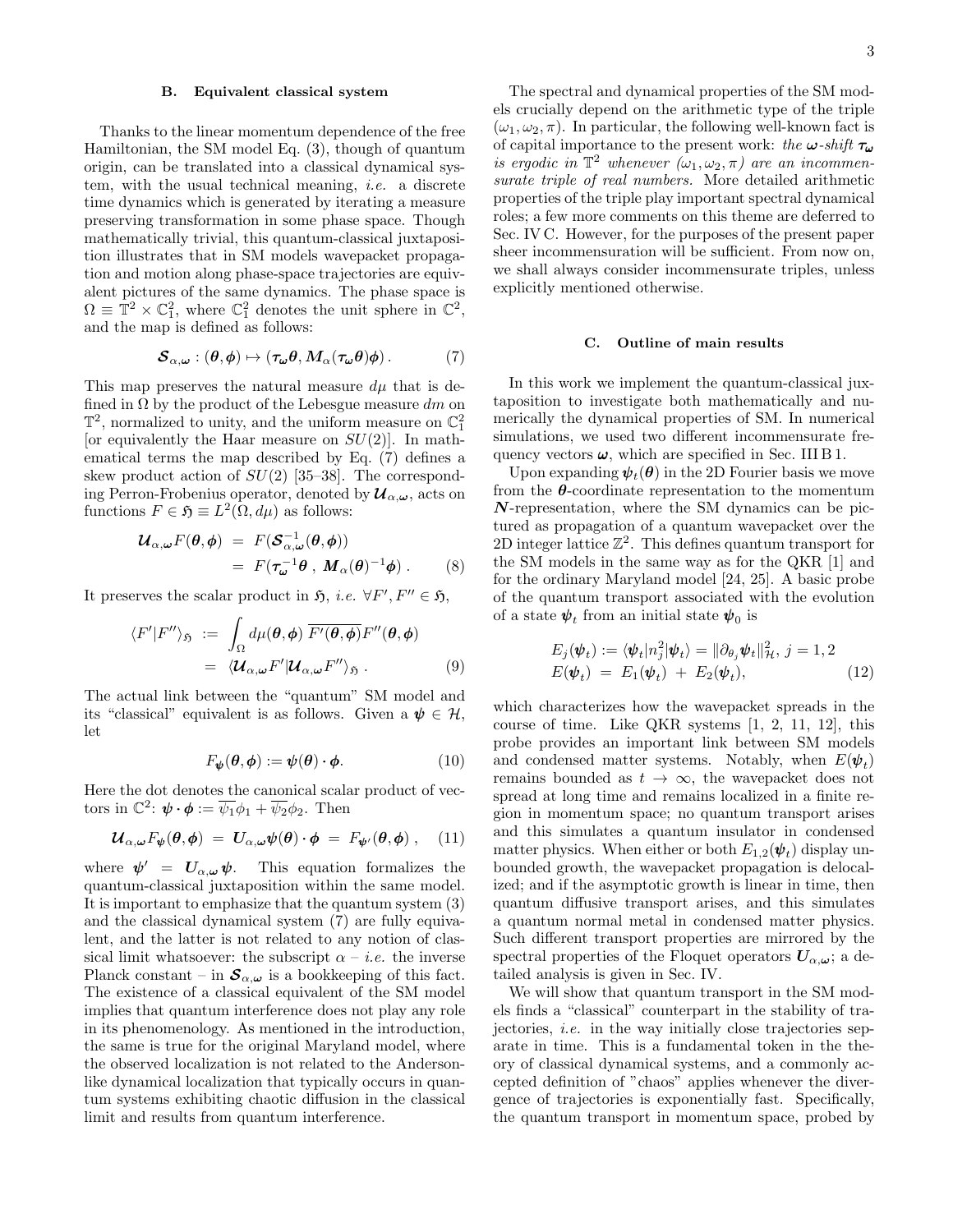### B. Equivalent classical system

Thanks to the linear momentum dependence of the free Hamiltonian, the SM model Eq. (3), though of quantum origin, can be translated into a classical dynamical system, with the usual technical meaning, *i.e.* a discrete time dynamics which is generated by iterating a measure preserving transformation in some phase space. Though mathematically trivial, this quantum-classical juxtaposition illustrates that in SM models wavepacket propagation and motion along phase-space trajectories are equivalent pictures of the same dynamics. The phase space is $\Omega \equiv \mathbb{T}^2 \times \mathbb{C}^2_1$, where $\mathbb{C}^2_1$ denotes the unit sphere in $\mathbb{C}^2$, and the map is defined as follows:

$$\boldsymbol{\mathcal{S}}_{\alpha,\boldsymbol{\omega}} : (\boldsymbol{\theta}, \boldsymbol{\phi}) \mapsto (\boldsymbol{\tau_\omega} \boldsymbol{\theta}, \boldsymbol{M}_\alpha(\boldsymbol{\tau_\omega}\boldsymbol{\theta})\boldsymbol{\phi})\,. \tag{7}$$

This map preserves the natural measure $d\mu$ that is defined in $\Omega$ by the product of the Lebesgue measure $dm$ on $\mathbb{T}^2$, normalized to unity, and the uniform measure on $\mathbb{C}^2_1$ [or equivalently the Haar measure on $SU(2)$]. In mathematical terms the map described by Eq. (7) defines a skew product action of $SU(2)$ [35–38]. The corresponding Perron-Frobenius operator, denoted by $\boldsymbol{\mathcal{U}}_{\alpha,\boldsymbol{\omega}}$, acts on functions $F \in \mathfrak{H} \equiv L^2(\Omega, d\mu)$ as follows:

$$\begin{aligned}\boldsymbol{\mathcal{U}}_{\alpha,\boldsymbol{\omega}} F(\boldsymbol{\theta}, \boldsymbol{\phi}) &= F(\boldsymbol{\mathcal{S}}^{-1}_{\alpha,\boldsymbol{\omega}}(\boldsymbol{\theta}, \boldsymbol{\phi})) \\ &= F(\boldsymbol{\tau}^{-1}_{\boldsymbol{\omega}}\boldsymbol{\theta}\ ,\ \boldsymbol{M}_\alpha(\boldsymbol{\theta})^{-1}\boldsymbol{\phi})\,. \end{aligned} \tag{8}$$

It preserves the scalar product in $\mathfrak{H}$, *i.e.* $\forall F', F'' \in \mathfrak{H}$,

$$\begin{aligned}\langle F'|F''\rangle_{\mathfrak{H}} &:= \int_\Omega d\mu(\boldsymbol{\theta}, \boldsymbol{\phi})\ \overline{F'(\boldsymbol{\theta}, \boldsymbol{\phi})} F''(\boldsymbol{\theta}, \boldsymbol{\phi}) \\ &= \langle \boldsymbol{\mathcal{U}}_{\alpha,\boldsymbol{\omega}} F' | \boldsymbol{\mathcal{U}}_{\alpha,\boldsymbol{\omega}} F''\rangle_{\mathfrak{H}}\,. \end{aligned} \tag{9}$$

The actual link between the "quantum" SM model and its "classical" equivalent is as follows. Given a $\boldsymbol{\psi} \in \mathcal{H}$, let

$$F_{\boldsymbol{\psi}}(\boldsymbol{\theta}, \boldsymbol{\phi}) := \boldsymbol{\psi}(\boldsymbol{\theta}) \cdot \boldsymbol{\phi}. \tag{10}$$

Here the dot denotes the canonical scalar product of vectors in $\mathbb{C}^2$: $\boldsymbol{\psi} \cdot \boldsymbol{\phi} := \overline{\psi_1}\phi_1 + \overline{\psi_2}\phi_2$. Then

$$\boldsymbol{\mathcal{U}}_{\alpha,\boldsymbol{\omega}} F_{\boldsymbol{\psi}}(\boldsymbol{\theta}, \boldsymbol{\phi}) = \boldsymbol{U}_{\alpha,\boldsymbol{\omega}} \boldsymbol{\psi}(\boldsymbol{\theta}) \cdot \boldsymbol{\phi} = F_{\boldsymbol{\psi}'}(\boldsymbol{\theta}, \boldsymbol{\phi})\,, \tag{11}$$

where $\boldsymbol{\psi}' = \boldsymbol{U}_{\alpha,\boldsymbol{\omega}}\,\boldsymbol{\psi}$. This equation formalizes the quantum-classical juxtaposition within the same model. It is important to emphasize that the quantum system (3) and the classical dynamical system (7) are fully equivalent, and the latter is not related to any notion of classical limit whatsoever: the subscript $\alpha$ – *i.e.* the inverse Planck constant – in $\boldsymbol{\mathcal{S}}_{\alpha,\boldsymbol{\omega}}$ is a bookkeeping of this fact. The existence of a classical equivalent of the SM model implies that quantum interference does not play any role in its phenomenology. As mentioned in the introduction, the same is true for the original Maryland model, where the observed localization is not related to the Anderson-like dynamical localization that typically occurs in quantum systems exhibiting chaotic diffusion in the classical limit and results from quantum interference.

The spectral and dynamical properties of the SM models crucially depend on the arithmetic type of the triple $(\omega_1, \omega_2, \pi)$. In particular, the following well-known fact is of capital importance to the present work: *the* $\boldsymbol{\omega}$*-shift* $\boldsymbol{\tau_\omega}$ *is ergodic in* $\mathbb{T}^2$ *whenever* $(\omega_1, \omega_2, \pi)$ *are an incommensurate triple of real numbers.* More detailed arithmetic properties of the triple play important spectral dynamical roles; a few more comments on this theme are deferred to Sec. IV C. However, for the purposes of the present paper sheer incommensuration will be sufficient. From now on, we shall always consider incommensurate triples, unless explicitly mentioned otherwise.

### C. Outline of main results

In this work we implement the quantum-classical juxtaposition to investigate both mathematically and numerically the dynamical properties of SM. In numerical simulations, we used two different incommensurate frequency vectors $\boldsymbol{\omega}$, which are specified in Sec. III B 1.

Upon expanding $\boldsymbol{\psi}_t(\boldsymbol{\theta})$ in the 2D Fourier basis we move from the $\boldsymbol{\theta}$-coordinate representation to the momentum $\boldsymbol{N}$-representation, where the SM dynamics can be pictured as propagation of a quantum wavepacket over the 2D integer lattice $\mathbb{Z}^2$. This defines quantum transport for the SM models in the same way as for the QKR [1] and for the ordinary Maryland model [24, 25]. A basic probe of the quantum transport associated with the evolution of a state $\boldsymbol{\psi}_t$ from an initial state $\boldsymbol{\psi}_0$ is

$$\begin{aligned} E_j(\boldsymbol{\psi}_t) &:= \langle \boldsymbol{\psi}_t | n_j^2 | \boldsymbol{\psi}_t\rangle = \|\partial_{\theta_j}\boldsymbol{\psi}_t\|^2_{\mathcal{H}},\ j = 1, 2 \\ E(\boldsymbol{\psi}_t) &= E_1(\boldsymbol{\psi}_t)\ +\ E_2(\boldsymbol{\psi}_t), \end{aligned} \tag{12}$$

which characterizes how the wavepacket spreads in the course of time. Like QKR systems [1, 2, 11, 12], this probe provides an important link between SM models and condensed matter systems. Notably, when $E(\boldsymbol{\psi}_t)$ remains bounded as $t \to \infty$, the wavepacket does not spread at long time and remains localized in a finite region in momentum space; no quantum transport arises and this simulates a quantum insulator in condensed matter physics. When either or both $E_{1,2}(\boldsymbol{\psi}_t)$ display unbounded growth, the wavepacket propagation is delocalized; and if the asymptotic growth is linear in time, then quantum diffusive transport arises, and this simulates a quantum normal metal in condensed matter physics. Such different transport properties are mirrored by the spectral properties of the Floquet operators $\boldsymbol{U}_{\alpha,\boldsymbol{\omega}}$; a detailed analysis is given in Sec. IV.

We will show that quantum transport in the SM models finds a "classical" counterpart in the stability of trajectories, *i.e.* in the way initially close trajectories separate in time. This is a fundamental token in the theory of classical dynamical systems, and a commonly accepted definition of "chaos" applies whenever the divergence of trajectories is exponentially fast. Specifically, the quantum transport in momentum space, probed by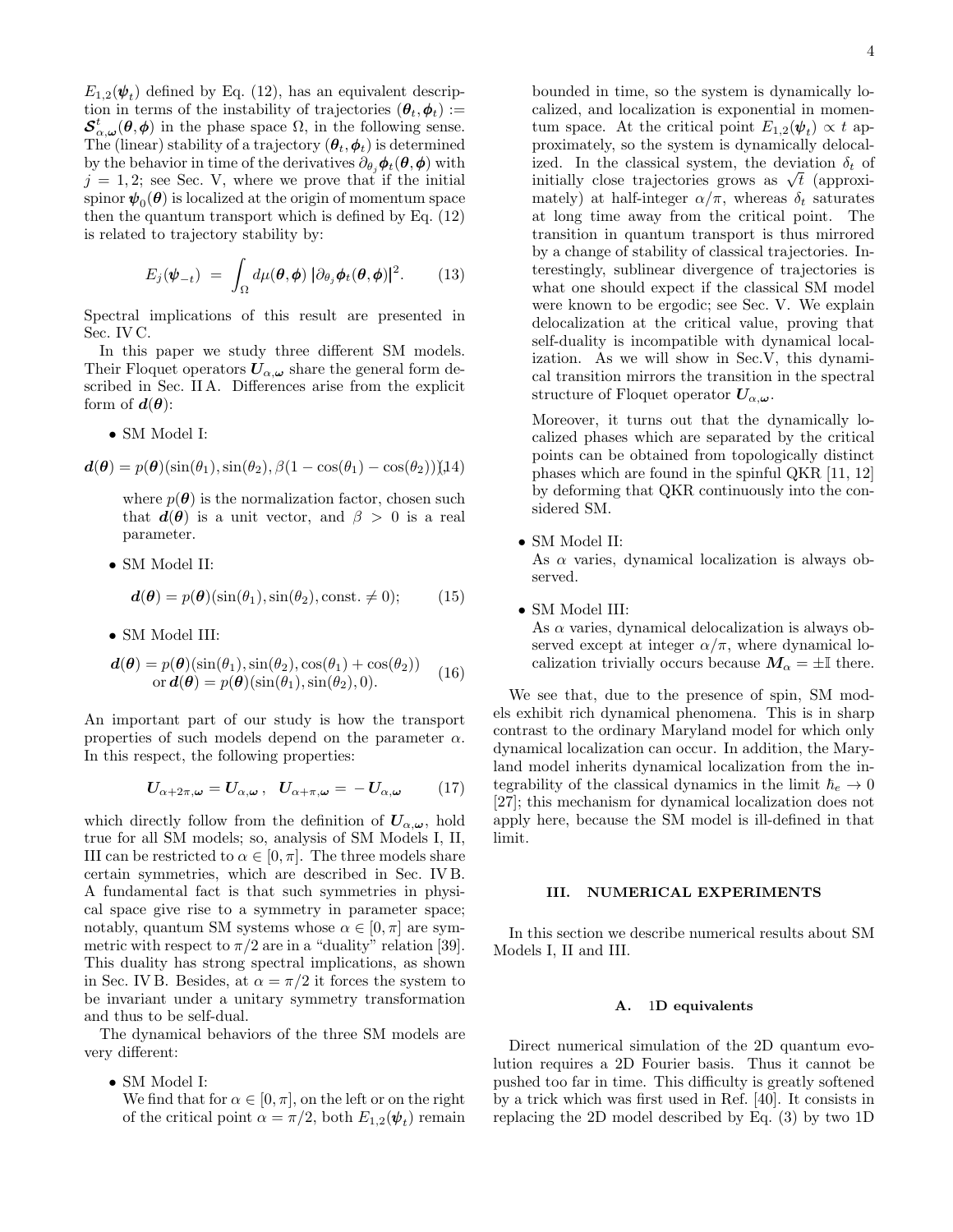$E_{1,2}(\boldsymbol{\psi}_t)$ defined by Eq. (12), has an equivalent description in terms of the instability of trajectories $(\boldsymbol{\theta}_t, \boldsymbol{\phi}_t) := \boldsymbol{\mathcal{S}}^t_{\alpha,\boldsymbol{\omega}}(\boldsymbol{\theta}, \boldsymbol{\phi})$ in the phase space $\Omega$, in the following sense. The (linear) stability of a trajectory $(\boldsymbol{\theta}_t, \boldsymbol{\phi}_t)$ is determined by the behavior in time of the derivatives $\partial_{\theta_j} \boldsymbol{\phi}_t(\boldsymbol{\theta}, \boldsymbol{\phi})$ with $j = 1, 2$; see Sec. V, where we prove that if the initial spinor $\boldsymbol{\psi}_0(\boldsymbol{\theta})$ is localized at the origin of momentum space then the quantum transport which is defined by Eq. (12) is related to trajectory stability by:

$$E_j(\boldsymbol{\psi}_{-t}) = \int_\Omega d\mu(\boldsymbol{\theta}, \boldsymbol{\phi}) \, |\partial_{\theta_j} \boldsymbol{\phi}_t(\boldsymbol{\theta}, \boldsymbol{\phi})|^2. \tag{13}$$

Spectral implications of this result are presented in Sec. IV C.

In this paper we study three different SM models. Their Floquet operators $\boldsymbol{U}_{\alpha,\boldsymbol{\omega}}$ share the general form described in Sec. II A. Differences arise from the explicit form of $\boldsymbol{d}(\boldsymbol{\theta})$:

- SM Model I:

$$\boldsymbol{d}(\boldsymbol{\theta}) = p(\boldsymbol{\theta})(\sin(\theta_1), \sin(\theta_2), \beta(1 - \cos(\theta_1) - \cos(\theta_2))), \tag{14}$$

  where $p(\boldsymbol{\theta})$ is the normalization factor, chosen such that $\boldsymbol{d}(\boldsymbol{\theta})$ is a unit vector, and $\beta > 0$ is a real parameter.

- SM Model II:

$$\boldsymbol{d}(\boldsymbol{\theta}) = p(\boldsymbol{\theta})(\sin(\theta_1), \sin(\theta_2), \text{const.} \neq 0); \tag{15}$$

- SM Model III:

$$\begin{aligned} \boldsymbol{d}(\boldsymbol{\theta}) &= p(\boldsymbol{\theta})(\sin(\theta_1), \sin(\theta_2), \cos(\theta_1) + \cos(\theta_2)) \\ \text{or } \boldsymbol{d}(\boldsymbol{\theta}) &= p(\boldsymbol{\theta})(\sin(\theta_1), \sin(\theta_2), 0). \end{aligned} \tag{16}$$

An important part of our study is how the transport properties of such models depend on the parameter $\alpha$. In this respect, the following properties:

$$\boldsymbol{U}_{\alpha+2\pi,\boldsymbol{\omega}} = \boldsymbol{U}_{\alpha,\boldsymbol{\omega}}\,, \quad \boldsymbol{U}_{\alpha+\pi,\boldsymbol{\omega}} = -\boldsymbol{U}_{\alpha,\boldsymbol{\omega}} \tag{17}$$

which directly follow from the definition of $\boldsymbol{U}_{\alpha,\boldsymbol{\omega}}$, hold true for all SM models; so, analysis of SM Models I, II, III can be restricted to $\alpha \in [0, \pi]$. The three models share certain symmetries, which are described in Sec. IV B. A fundamental fact is that such symmetries in physical space give rise to a symmetry in parameter space; notably, quantum SM systems whose $\alpha \in [0, \pi]$ are symmetric with respect to $\pi/2$ are in a "duality" relation [39]. This duality has strong spectral implications, as shown in Sec. IV B. Besides, at $\alpha = \pi/2$ it forces the system to be invariant under a unitary symmetry transformation and thus to be self-dual.

The dynamical behaviors of the three SM models are very different:

- SM Model I:
  We find that for $\alpha \in [0, \pi]$, on the left or on the right of the critical point $\alpha = \pi/2$, both $E_{1,2}(\boldsymbol{\psi}_t)$ remain bounded in time, so the system is dynamically localized, and localization is exponential in momentum space. At the critical point $E_{1,2}(\boldsymbol{\psi}_t) \propto t$ approximately, so the system is dynamically delocalized. In the classical system, the deviation $\delta_t$ of initially close trajectories grows as $\sqrt{t}$ (approximately) at half-integer $\alpha/\pi$, whereas $\delta_t$ saturates at long time away from the critical point. The transition in quantum transport is thus mirrored by a change of stability of classical trajectories. Interestingly, sublinear divergence of trajectories is what one should expect if the classical SM model were known to be ergodic; see Sec. V. We explain delocalization at the critical value, proving that self-duality is incompatible with dynamical localization. As we will show in Sec.V, this dynamical transition mirrors the transition in the spectral structure of Floquet operator $\boldsymbol{U}_{\alpha,\boldsymbol{\omega}}$.

  Moreover, it turns out that the dynamically localized phases which are separated by the critical points can be obtained from topologically distinct phases which are found in the spinful QKR [11, 12] by deforming that QKR continuously into the considered SM.

- SM Model II:
  As $\alpha$ varies, dynamical localization is always observed.

- SM Model III:
  As $\alpha$ varies, dynamical delocalization is always observed except at integer $\alpha/\pi$, where dynamical localization trivially occurs because $\boldsymbol{M}_\alpha = \pm\mathbb{I}$ there.

We see that, due to the presence of spin, SM models exhibit rich dynamical phenomena. This is in sharp contrast to the ordinary Maryland model for which only dynamical localization can occur. In addition, the Maryland model inherits dynamical localization from the integrability of the classical dynamics in the limit $\hbar_e \to 0$ [27]; this mechanism for dynamical localization does not apply here, because the SM model is ill-defined in that limit.

## III. NUMERICAL EXPERIMENTS

In this section we describe numerical results about SM Models I, II and III.

### A. 1D equivalents

Direct numerical simulation of the 2D quantum evolution requires a 2D Fourier basis. Thus it cannot be pushed too far in time. This difficulty is greatly softened by a trick which was first used in Ref. [40]. It consists in replacing the 2D model described by Eq. (3) by two 1D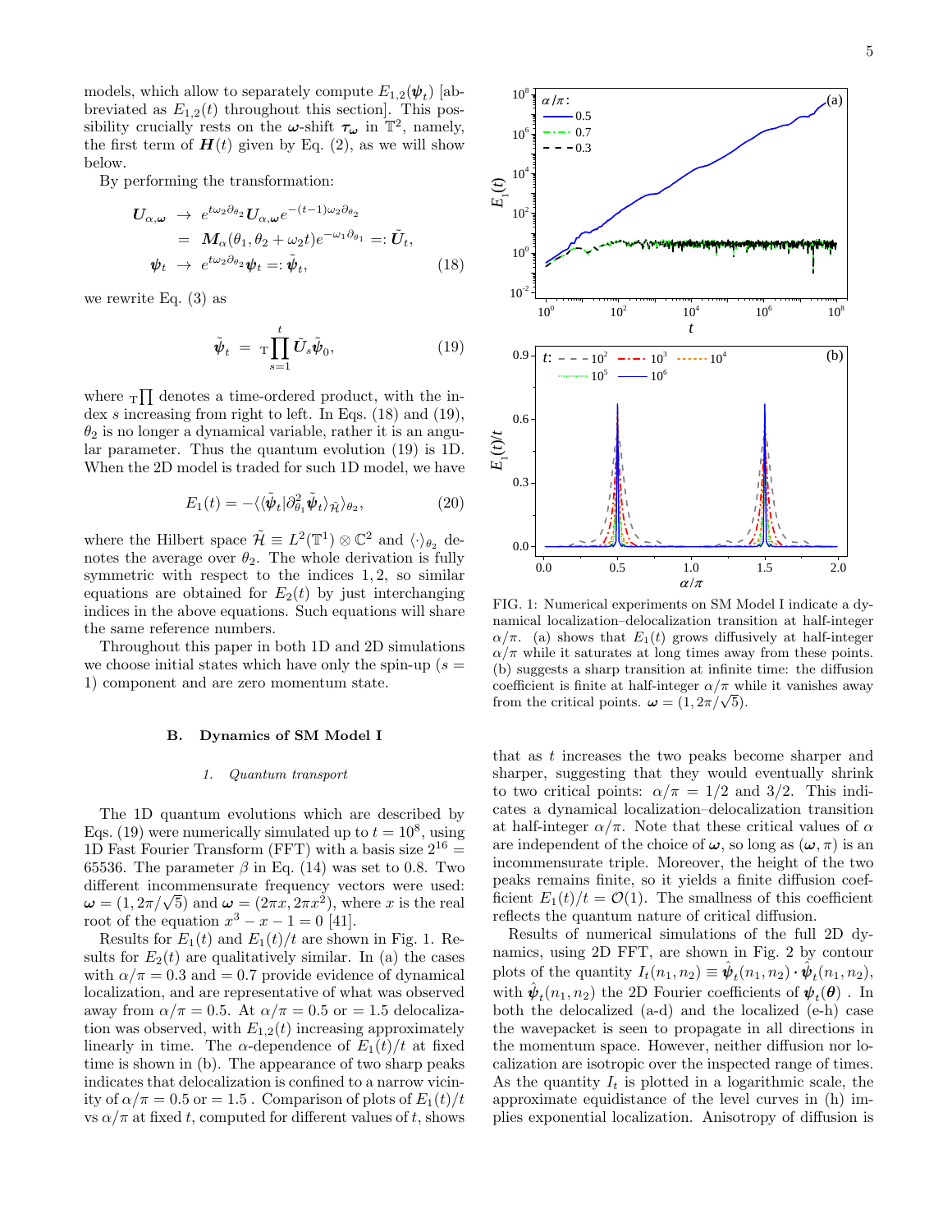models, which allow to separately compute $E_{1,2}(\boldsymbol{\psi}_t)$ [abbreviated as $E_{1,2}(t)$ throughout this section]. This possibility crucially rests on the $\boldsymbol{\omega}$-shift $\boldsymbol{\tau}_{\boldsymbol{\omega}}$ in $\mathbb{T}^2$, namely, the first term of $\boldsymbol{H}(t)$ given by Eq. (2), as we will show below.

By performing the transformation:

$$
\begin{aligned}
\boldsymbol{U}_{\alpha,\boldsymbol{\omega}} &\rightarrow e^{t\omega_2\partial_{\theta_2}}\boldsymbol{U}_{\alpha,\boldsymbol{\omega}}e^{-(t-1)\omega_2\partial_{\theta_2}} \\
&= \boldsymbol{M}_\alpha(\theta_1,\theta_2+\omega_2 t)e^{-\omega_1\partial_{\theta_1}} =: \tilde{\boldsymbol{U}}_t, \\
\boldsymbol{\psi}_t &\rightarrow e^{t\omega_2\partial_{\theta_2}}\boldsymbol{\psi}_t =: \tilde{\boldsymbol{\psi}}_t,
\end{aligned}
\tag{18}
$$

we rewrite Eq. (3) as

$$
\tilde{\boldsymbol{\psi}}_t = {}_{\mathrm{T}}\prod_{s=1}^{t}\tilde{\boldsymbol{U}}_s\tilde{\boldsymbol{\psi}}_0, \tag{19}
$$

where ${}_{\mathrm{T}}\prod$ denotes a time-ordered product, with the index $s$ increasing from right to left. In Eqs. (18) and (19), $\theta_2$ is no longer a dynamical variable, rather it is an angular parameter. Thus the quantum evolution (19) is 1D. When the 2D model is traded for such 1D model, we have

$$
E_1(t) = -\langle\langle\tilde{\boldsymbol{\psi}}_t|\partial^2_{\theta_1}\tilde{\boldsymbol{\psi}}_t\rangle_{\tilde{\mathcal{H}}}\rangle_{\theta_2}, \tag{20}
$$

where the Hilbert space $\tilde{\mathcal{H}} \equiv L^2(\mathbb{T}^1)\otimes\mathbb{C}^2$ and $\langle\cdot\rangle_{\theta_2}$ denotes the average over $\theta_2$. The whole derivation is fully symmetric with respect to the indices $1,2$, so similar equations are obtained for $E_2(t)$ by just interchanging indices in the above equations. Such equations will share the same reference numbers.

Throughout this paper in both 1D and 2D simulations we choose initial states which have only the spin-up ($s = 1$) component and are zero momentum state.

### B. Dynamics of SM Model I

#### 1. Quantum transport

The 1D quantum evolutions which are described by Eqs. (19) were numerically simulated up to $t = 10^8$, using 1D Fast Fourier Transform (FFT) with a basis size $2^{16} = 65536$. The parameter $\beta$ in Eq. (14) was set to 0.8. Two different incommensurate frequency vectors were used: $\boldsymbol{\omega} = (1, 2\pi/\sqrt{5})$ and $\boldsymbol{\omega} = (2\pi x, 2\pi x^2)$, where $x$ is the real root of the equation $x^3 - x - 1 = 0$ [41].

Results for $E_1(t)$ and $E_1(t)/t$ are shown in Fig. 1. Results for $E_2(t)$ are qualitatively similar. In (a) the cases with $\alpha/\pi = 0.3$ and $= 0.7$ provide evidence of dynamical localization, and are representative of what was observed away from $\alpha/\pi = 0.5$. At $\alpha/\pi = 0.5$ or $= 1.5$ delocalization was observed, with $E_{1,2}(t)$ increasing approximately linearly in time. The $\alpha$-dependence of $E_1(t)/t$ at fixed time is shown in (b). The appearance of two sharp peaks indicates that delocalization is confined to a narrow vicinity of $\alpha/\pi = 0.5$ or $= 1.5$ . Comparison of plots of $E_1(t)/t$ vs $\alpha/\pi$ at fixed $t$, computed for different values of $t$, shows that as $t$ increases the two peaks become sharper and sharper, suggesting that they would eventually shrink to two critical points: $\alpha/\pi = 1/2$ and $3/2$. This indicates a dynamical localization–delocalization transition at half-integer $\alpha/\pi$. Note that these critical values of $\alpha$ are independent of the choice of $\boldsymbol{\omega}$, so long as $(\boldsymbol{\omega}, \pi)$ is an incommensurate triple. Moreover, the height of the two peaks remains finite, so it yields a finite diffusion coefficient $E_1(t)/t = \mathcal{O}(1)$. The smallness of this coefficient reflects the quantum nature of critical diffusion.

FIG. 1: Numerical experiments on SM Model I indicate a dynamical localization–delocalization transition at half-integer $\alpha/\pi$. (a) shows that $E_1(t)$ grows diffusively at half-integer $\alpha/\pi$ while it saturates at long times away from these points. (b) suggests a sharp transition at infinite time: the diffusion coefficient is finite at half-integer $\alpha/\pi$ while it vanishes away from the critical points. $\boldsymbol{\omega} = (1, 2\pi/\sqrt{5})$.

Results of numerical simulations of the full 2D dynamics, using 2D FFT, are shown in Fig. 2 by contour plots of the quantity $I_t(n_1, n_2) \equiv \hat{\boldsymbol{\psi}}_t(n_1, n_2) \cdot \hat{\boldsymbol{\psi}}_t(n_1, n_2)$, with $\hat{\boldsymbol{\psi}}_t(n_1, n_2)$ the 2D Fourier coefficients of $\boldsymbol{\psi}_t(\boldsymbol{\theta})$ . In both the delocalized (a-d) and the localized (e-h) case the wavepacket is seen to propagate in all directions in the momentum space. However, neither diffusion nor localization are isotropic over the inspected range of times. As the quantity $I_t$ is plotted in a logarithmic scale, the approximate equidistance of the level curves in (h) implies exponential localization. Anisotropy of diffusion is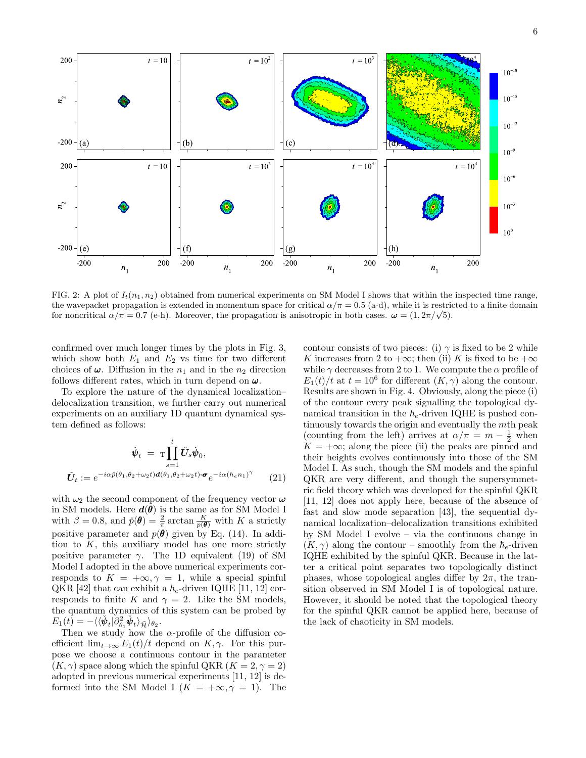FIG. 2: A plot of $I_t(n_1, n_2)$ obtained from numerical experiments on SM Model I shows that within the inspected time range, the wavepacket propagation is extended in momentum space for critical $\alpha/\pi = 0.5$ (a-d), while it is restricted to a finite domain for noncritical $\alpha/\pi = 0.7$ (e-h). Moreover, the propagation is anisotropic in both cases. $\boldsymbol{\omega} = (1, 2\pi/\sqrt{5})$.

confirmed over much longer times by the plots in Fig. 3, which show both $E_1$ and $E_2$ vs time for two different choices of $\boldsymbol{\omega}$. Diffusion in the $n_1$ and in the $n_2$ direction follows different rates, which in turn depend on $\boldsymbol{\omega}$.

To explore the nature of the dynamical localization–delocalization transition, we further carry out numerical experiments on an auxiliary 1D quantum dynamical system defined as follows:

$$\check{\boldsymbol{\psi}}_t = {}_{\mathrm{T}}\prod_{s=1}^{t} \check{\boldsymbol{U}}_s \check{\boldsymbol{\psi}}_0,$$
$$\check{\boldsymbol{U}}_t := e^{-i\alpha\check{p}(\theta_1,\theta_2+\omega_2 t)\boldsymbol{d}(\theta_1,\theta_2+\omega_2 t)\cdot\boldsymbol{\sigma}} e^{-i\alpha(h_e n_1)^\gamma} \qquad (21)$$

with $\omega_2$ the second component of the frequency vector $\boldsymbol{\omega}$ in SM models. Here $\boldsymbol{d}(\boldsymbol{\theta})$ is the same as for SM Model I with $\beta = 0.8$, and $\check{p}(\boldsymbol{\theta}) = \frac{2}{\pi} \arctan \frac{K}{p(\boldsymbol{\theta})}$ with $K$ a strictly positive parameter and $p(\boldsymbol{\theta})$ given by Eq. (14). In addition to $K$, this auxiliary model has one more strictly positive parameter $\gamma$. The 1D equivalent (19) of SM Model I adopted in the above numerical experiments corresponds to $K = +\infty, \gamma = 1$, while a special spinful QKR [42] that can exhibit a $\hbar_e$-driven IQHE [11, 12] corresponds to finite $K$ and $\gamma = 2$. Like the SM models, the quantum dynamics of this system can be probed by $E_1(t) = -\langle\langle \check{\boldsymbol{\psi}}_t | \partial^2_{\theta_1} \check{\boldsymbol{\psi}}_t \rangle_{\check{\mathcal{H}}} \rangle_{\theta_2}$.

Then we study how the $\alpha$-profile of the diffusion coefficient $\lim_{t\to\infty} E_1(t)/t$ depend on $K, \gamma$. For this purpose we choose a continuous contour in the parameter $(K, \gamma)$ space along which the spinful QKR ($K = 2, \gamma = 2$) adopted in previous numerical experiments [11, 12] is deformed into the SM Model I ($K = +\infty, \gamma = 1$). The contour consists of two pieces: (i) $\gamma$ is fixed to be 2 while $K$ increases from 2 to $+\infty$; then (ii) $K$ is fixed to be $+\infty$ while $\gamma$ decreases from 2 to 1. We compute the $\alpha$ profile of $E_1(t)/t$ at $t = 10^6$ for different $(K, \gamma)$ along the contour. Results are shown in Fig. 4. Obviously, along the piece (i) of the contour every peak signalling the topological dynamical transition in the $\hbar_e$-driven IQHE is pushed continuously towards the origin and eventually the $m$th peak (counting from the left) arrives at $\alpha/\pi = m - \frac{1}{2}$ when $K = +\infty$; along the piece (ii) the peaks are pinned and their heights evolves continuously into those of the SM Model I. As such, though the SM models and the spinful QKR are very different, and though the supersymmetric field theory which was developed for the spinful QKR [11, 12] does not apply here, because of the absence of fast and slow mode separation [43], the sequential dynamical localization–delocalization transitions exhibited by SM Model I evolve – via the continuous change in $(K, \gamma)$ along the contour – smoothly from the $\hbar_e$-driven IQHE exhibited by the spinful QKR. Because in the latter a critical point separates two topologically distinct phases, whose topological angles differ by $2\pi$, the transition observed in SM Model I is of topological nature. However, it should be noted that the topological theory for the spinful QKR cannot be applied here, because of the lack of chaoticity in SM models.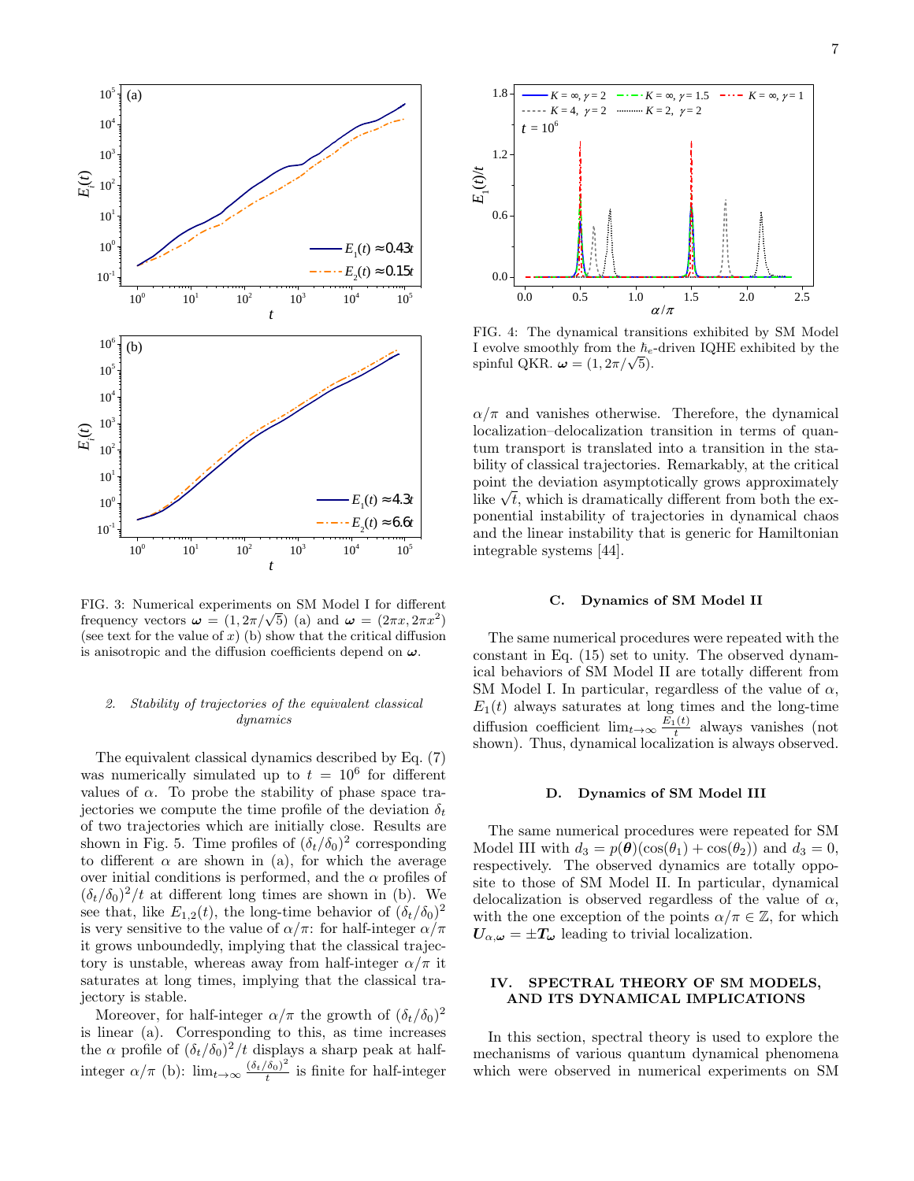FIG. 3: Numerical experiments on SM Model I for different frequency vectors $\boldsymbol{\omega} = (1, 2\pi/\sqrt{5})$ (a) and $\boldsymbol{\omega} = (2\pi x, 2\pi x^2)$ (see text for the value of $x$) (b) show that the critical diffusion is anisotropic and the diffusion coefficients depend on $\boldsymbol{\omega}$.

#### 2. Stability of trajectories of the equivalent classical dynamics

The equivalent classical dynamics described by Eq. (7) was numerically simulated up to $t = 10^6$ for different values of $\alpha$. To probe the stability of phase space trajectories we compute the time profile of the deviation $\delta_t$ of two trajectories which are initially close. Results are shown in Fig. 5. Time profiles of $(\delta_t/\delta_0)^2$ corresponding to different $\alpha$ are shown in (a), for which the average over initial conditions is performed, and the $\alpha$ profiles of $(\delta_t/\delta_0)^2/t$ at different long times are shown in (b). We see that, like $E_{1,2}(t)$, the long-time behavior of $(\delta_t/\delta_0)^2$ is very sensitive to the value of $\alpha/\pi$: for half-integer $\alpha/\pi$ it grows unboundedly, implying that the classical trajectory is unstable, whereas away from half-integer $\alpha/\pi$ it saturates at long times, implying that the classical trajectory is stable.

Moreover, for half-integer $\alpha/\pi$ the growth of $(\delta_t/\delta_0)^2$ is linear (a). Corresponding to this, as time increases the $\alpha$ profile of $(\delta_t/\delta_0)^2/t$ displays a sharp peak at half-integer $\alpha/\pi$ (b): $\lim_{t\to\infty} \frac{(\delta_t/\delta_0)^2}{t}$ is finite for half-integer $\alpha/\pi$ and vanishes otherwise. Therefore, the dynamical localization–delocalization transition in terms of quantum transport is translated into a transition in the stability of classical trajectories. Remarkably, at the critical point the deviation asymptotically grows approximately like $\sqrt{t}$, which is dramatically different from both the exponential instability of trajectories in dynamical chaos and the linear instability that is generic for Hamiltonian integrable systems [44].

FIG. 4: The dynamical transitions exhibited by SM Model I evolve smoothly from the $\hbar_e$-driven IQHE exhibited by the spinful QKR. $\boldsymbol{\omega} = (1, 2\pi/\sqrt{5})$.

### C. Dynamics of SM Model II

The same numerical procedures were repeated with the constant in Eq. (15) set to unity. The observed dynamical behaviors of SM Model II are totally different from SM Model I. In particular, regardless of the value of $\alpha$, $E_1(t)$ always saturates at long times and the long-time diffusion coefficient $\lim_{t\to\infty} \frac{E_1(t)}{t}$ always vanishes (not shown). Thus, dynamical localization is always observed.

### D. Dynamics of SM Model III

The same numerical procedures were repeated for SM Model III with $d_3 = p(\boldsymbol{\theta})(\cos(\theta_1) + \cos(\theta_2))$ and $d_3 = 0$, respectively. The observed dynamics are totally opposite to those of SM Model II. In particular, dynamical delocalization is observed regardless of the value of $\alpha$, with the one exception of the points $\alpha/\pi \in \mathbb{Z}$, for which $\boldsymbol{U}_{\alpha,\boldsymbol{\omega}} = \pm \boldsymbol{T}_{\boldsymbol{\omega}}$ leading to trivial localization.

## IV. SPECTRAL THEORY OF SM MODELS, AND ITS DYNAMICAL IMPLICATIONS

In this section, spectral theory is used to explore the mechanisms of various quantum dynamical phenomena which were observed in numerical experiments on SM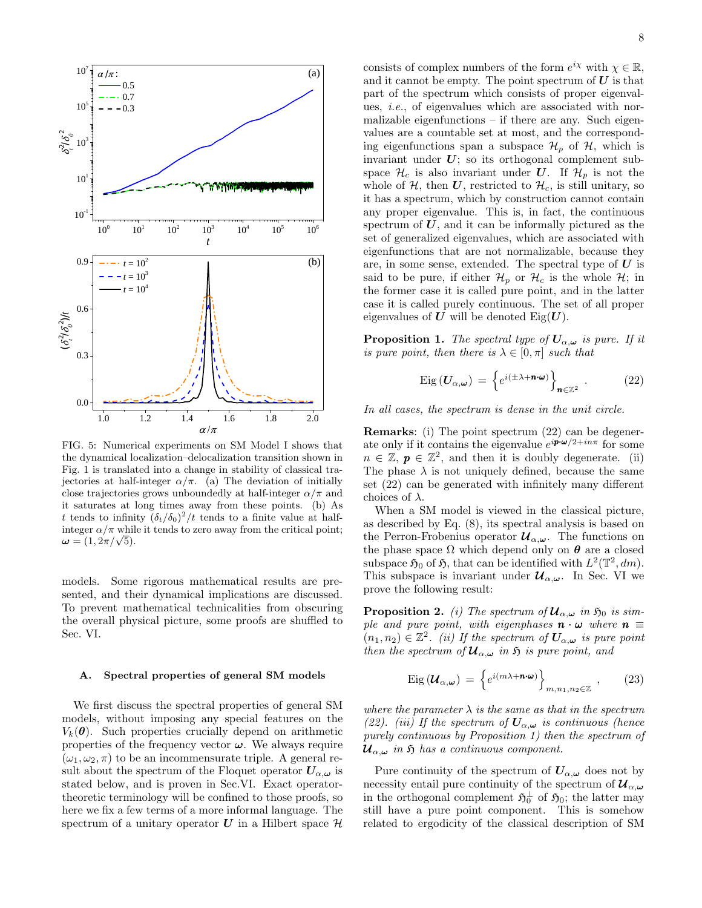FIG. 5: Numerical experiments on SM Model I shows that the dynamical localization–delocalization transition shown in Fig. 1 is translated into a change in stability of classical trajectories at half-integer $\alpha/\pi$. (a) The deviation of initially close trajectories grows unboundedly at half-integer $\alpha/\pi$ and it saturates at long times away from these points. (b) As $t$ tends to infinity $(\delta_t/\delta_0)^2/t$ tends to a finite value at half-integer $\alpha/\pi$ while it tends to zero away from the critical point; $\boldsymbol{\omega} = (1, 2\pi/\sqrt{5})$.

models. Some rigorous mathematical results are presented, and their dynamical implications are discussed. To prevent mathematical technicalities from obscuring the overall physical picture, some proofs are shuffled to Sec. VI.

### A. Spectral properties of general SM models

We first discuss the spectral properties of general SM models, without imposing any special features on the $V_k(\boldsymbol{\theta})$. Such properties crucially depend on arithmetic properties of the frequency vector $\boldsymbol{\omega}$. We always require $(\omega_1, \omega_2, \pi)$ to be an incommensurate triple. A general result about the spectrum of the Floquet operator $\boldsymbol{U}_{\alpha,\boldsymbol{\omega}}$ is stated below, and is proven in Sec.VI. Exact operator-theoretic terminology will be confined to those proofs, so here we fix a few terms of a more informal language. The spectrum of a unitary operator $\boldsymbol{U}$ in a Hilbert space $\mathcal{H}$ consists of complex numbers of the form $e^{i\chi}$ with $\chi \in \mathbb{R}$, and it cannot be empty. The point spectrum of $\boldsymbol{U}$ is that part of the spectrum which consists of proper eigenvalues, *i.e.*, of eigenvalues which are associated with normalizable eigenfunctions – if there are any. Such eigenvalues are a countable set at most, and the corresponding eigenfunctions span a subspace $\mathcal{H}_p$ of $\mathcal{H}$, which is invariant under $\boldsymbol{U}$; so its orthogonal complement subspace $\mathcal{H}_c$ is also invariant under $\boldsymbol{U}$. If $\mathcal{H}_p$ is not the whole of $\mathcal{H}$, then $\boldsymbol{U}$, restricted to $\mathcal{H}_c$, is still unitary, so it has a spectrum, which by construction cannot contain any proper eigenvalue. This is, in fact, the continuous spectrum of $\boldsymbol{U}$, and it can be informally pictured as the set of generalized eigenvalues, which are associated with eigenfunctions that are not normalizable, because they are, in some sense, extended. The spectral type of $\boldsymbol{U}$ is said to be pure, if either $\mathcal{H}_p$ or $\mathcal{H}_c$ is the whole $\mathcal{H}$; in the former case it is called pure point, and in the latter case it is called purely continuous. The set of all proper eigenvalues of $\boldsymbol{U}$ will be denoted $\mathrm{Eig}(\boldsymbol{U})$.

**Proposition 1.** *The spectral type of $\boldsymbol{U}_{\alpha,\boldsymbol{\omega}}$ is pure. If it is pure point, then there is $\lambda \in [0, \pi]$ such that*

$$\mathrm{Eig}\left(\boldsymbol{U}_{\alpha,\boldsymbol{\omega}}\right) = \left\{ e^{i(\pm\lambda + \boldsymbol{n}\cdot\boldsymbol{\omega})} \right\}_{\boldsymbol{n}\in\mathbb{Z}^2} . \tag{22}$$

*In all cases, the spectrum is dense in the unit circle.*

**Remarks**: (i) The point spectrum (22) can be degenerate only if it contains the eigenvalue $e^{i\boldsymbol{p}\cdot\boldsymbol{\omega}/2+in\pi}$ for some $n \in \mathbb{Z}$, $\boldsymbol{p} \in \mathbb{Z}^2$, and then it is doubly degenerate. (ii) The phase $\lambda$ is not uniquely defined, because the same set (22) can be generated with infinitely many different choices of $\lambda$.

When a SM model is viewed in the classical picture, as described by Eq. (8), its spectral analysis is based on the Perron-Frobenius operator $\boldsymbol{\mathcal{U}}_{\alpha,\boldsymbol{\omega}}$. The functions on the phase space $\Omega$ which depend only on $\boldsymbol{\theta}$ are a closed subspace $\mathfrak{H}_0$ of $\mathfrak{H}$, that can be identified with $L^2(\mathbb{T}^2, dm)$. This subspace is invariant under $\boldsymbol{\mathcal{U}}_{\alpha,\boldsymbol{\omega}}$. In Sec. VI we prove the following result:

**Proposition 2.** *(i) The spectrum of $\boldsymbol{\mathcal{U}}_{\alpha,\boldsymbol{\omega}}$ in $\mathfrak{H}_0$ is simple and pure point, with eigenphases $\boldsymbol{n}\cdot\boldsymbol{\omega}$ where $\boldsymbol{n} \equiv (n_1, n_2) \in \mathbb{Z}^2$. (ii) If the spectrum of $\boldsymbol{U}_{\alpha,\boldsymbol{\omega}}$ is pure point then the spectrum of $\boldsymbol{\mathcal{U}}_{\alpha,\boldsymbol{\omega}}$ in $\mathfrak{H}$ is pure point, and*

$$\mathrm{Eig}\left(\boldsymbol{\mathcal{U}}_{\alpha,\boldsymbol{\omega}}\right) = \left\{ e^{i(m\lambda + \boldsymbol{n}\cdot\boldsymbol{\omega})} \right\}_{m,n_1,n_2\in\mathbb{Z}} , \tag{23}$$

*where the parameter $\lambda$ is the same as that in the spectrum (22). (iii) If the spectrum of $\boldsymbol{U}_{\alpha,\boldsymbol{\omega}}$ is continuous (hence purely continuous by Proposition 1) then the spectrum of $\boldsymbol{\mathcal{U}}_{\alpha,\boldsymbol{\omega}}$ in $\mathfrak{H}$ has a continuous component.*

Pure continuity of the spectrum of $\boldsymbol{U}_{\alpha,\boldsymbol{\omega}}$ does not by necessity entail pure continuity of the spectrum of $\boldsymbol{\mathcal{U}}_{\alpha,\boldsymbol{\omega}}$ in the orthogonal complement $\mathfrak{H}_0^{\perp}$ of $\mathfrak{H}_0$; the latter may still have a pure point component. This is somehow related to ergodicity of the classical description of SM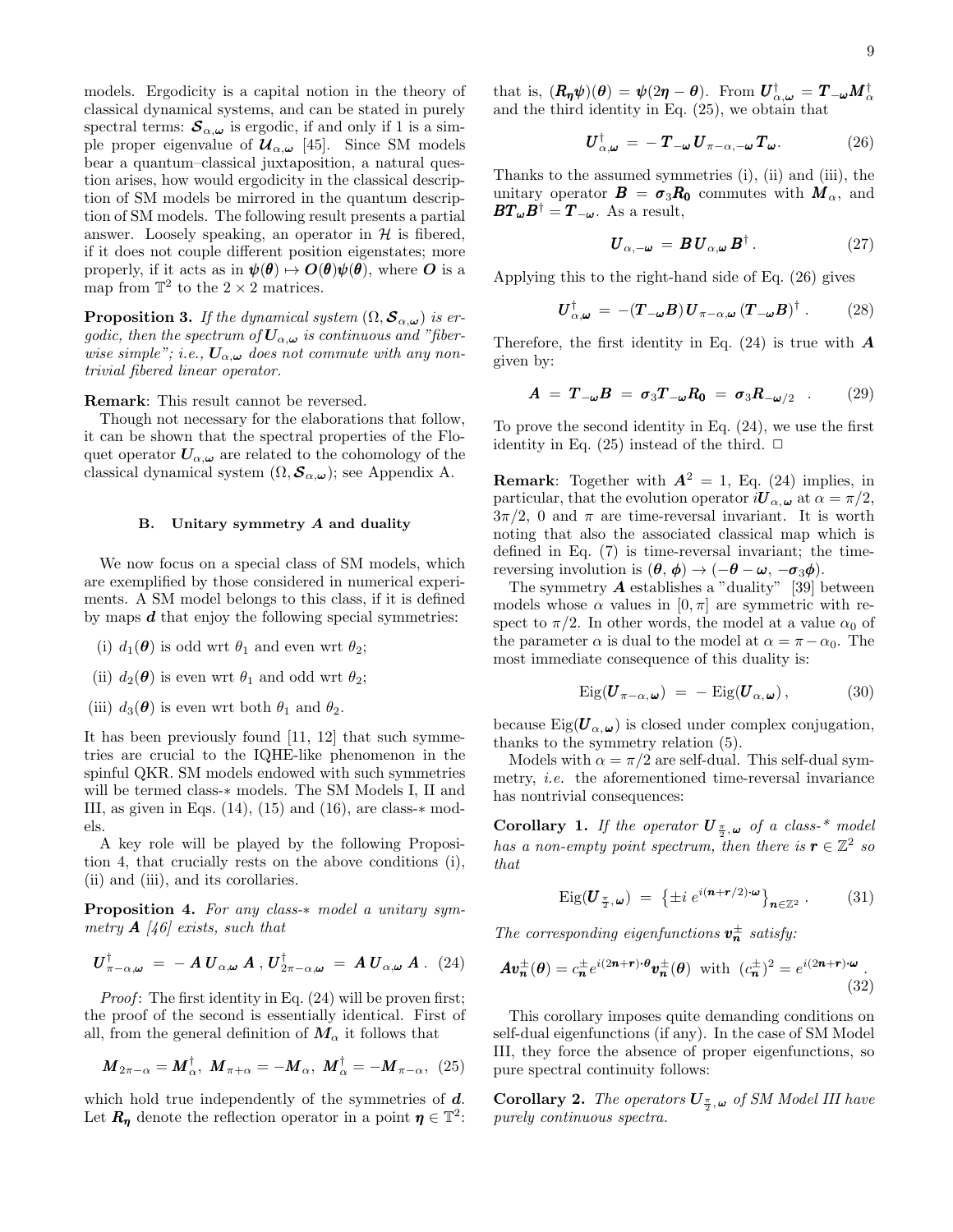models. Ergodicity is a capital notion in the theory of classical dynamical systems, and can be stated in purely spectral terms: $\boldsymbol{\mathcal{S}}_{\alpha,\boldsymbol{\omega}}$ is ergodic, if and only if 1 is a simple proper eigenvalue of $\boldsymbol{\mathcal{U}}_{\alpha,\boldsymbol{\omega}}$ [45]. Since SM models bear a quantum–classical juxtaposition, a natural question arises, how would ergodicity in the classical description of SM models be mirrored in the quantum description of SM models. The following result presents a partial answer. Loosely speaking, an operator in $\mathcal{H}$ is fibered, if it does not couple different position eigenstates; more properly, if it acts as in $\boldsymbol{\psi}(\boldsymbol{\theta}) \mapsto \boldsymbol{O}(\boldsymbol{\theta})\boldsymbol{\psi}(\boldsymbol{\theta})$, where $\boldsymbol{O}$ is a map from $\mathbb{T}^2$ to the $2 \times 2$ matrices.

**Proposition 3.** *If the dynamical system $(\Omega, \boldsymbol{\mathcal{S}}_{\alpha,\boldsymbol{\omega}})$ is ergodic, then the spectrum of $\boldsymbol{U}_{\alpha,\boldsymbol{\omega}}$ is continuous and "fiberwise simple"; i.e., $\boldsymbol{U}_{\alpha,\boldsymbol{\omega}}$ does not commute with any nontrivial fibered linear operator.*

**Remark**: This result cannot be reversed.

Though not necessary for the elaborations that follow, it can be shown that the spectral properties of the Floquet operator $\boldsymbol{U}_{\alpha,\boldsymbol{\omega}}$ are related to the cohomology of the classical dynamical system $(\Omega, \boldsymbol{\mathcal{S}}_{\alpha,\boldsymbol{\omega}})$; see Appendix A.

### B. Unitary symmetry $\boldsymbol{A}$ and duality

We now focus on a special class of SM models, which are exemplified by those considered in numerical experiments. A SM model belongs to this class, if it is defined by maps $\boldsymbol{d}$ that enjoy the following special symmetries:

(i) $d_1(\boldsymbol{\theta})$ is odd wrt $\theta_1$ and even wrt $\theta_2$;

(ii) $d_2(\boldsymbol{\theta})$ is even wrt $\theta_1$ and odd wrt $\theta_2$;

(iii) $d_3(\boldsymbol{\theta})$ is even wrt both $\theta_1$ and $\theta_2$.

It has been previously found [11, 12] that such symmetries are crucial to the IQHE-like phenomenon in the spinful QKR. SM models endowed with such symmetries will be termed class-$*$ models. The SM Models I, II and III, as given in Eqs. (14), (15) and (16), are class-$*$ models.

A key role will be played by the following Proposition 4, that crucially rests on the above conditions (i), (ii) and (iii), and its corollaries.

**Proposition 4.** *For any class-$*$ model a unitary symmetry $\boldsymbol{A}$ [46] exists, such that*

$$\boldsymbol{U}^{\dagger}_{\pi-\alpha,\boldsymbol{\omega}} \;=\; -\,\boldsymbol{A}\,\boldsymbol{U}_{\alpha,\boldsymbol{\omega}}\,\boldsymbol{A}\;,\;\boldsymbol{U}^{\dagger}_{2\pi-\alpha,\boldsymbol{\omega}} \;=\; \boldsymbol{A}\,\boldsymbol{U}_{\alpha,\boldsymbol{\omega}}\,\boldsymbol{A}\,. \quad (24)$$

*Proof*: The first identity in Eq. (24) will be proven first; the proof of the second is essentially identical. First of all, from the general definition of $\boldsymbol{M}_\alpha$ it follows that

$$\boldsymbol{M}_{2\pi-\alpha} = \boldsymbol{M}^{\dagger}_{\alpha},\; \boldsymbol{M}_{\pi+\alpha} = -\boldsymbol{M}_{\alpha},\; \boldsymbol{M}^{\dagger}_{\alpha} = -\boldsymbol{M}_{\pi-\alpha}, \quad (25)$$

which hold true independently of the symmetries of $\boldsymbol{d}$. Let $\boldsymbol{R}_{\boldsymbol{\eta}}$ denote the reflection operator in a point $\boldsymbol{\eta} \in \mathbb{T}^2$: that is, $(\boldsymbol{R}_{\boldsymbol{\eta}}\boldsymbol{\psi})(\boldsymbol{\theta}) = \boldsymbol{\psi}(2\boldsymbol{\eta} - \boldsymbol{\theta})$. From $\boldsymbol{U}^{\dagger}_{\alpha,\boldsymbol{\omega}} = \boldsymbol{T}_{-\boldsymbol{\omega}}\boldsymbol{M}^{\dagger}_{\alpha}$ and the third identity in Eq. (25), we obtain that

$$\boldsymbol{U}^{\dagger}_{\alpha,\boldsymbol{\omega}} \;=\; -\,\boldsymbol{T}_{-\boldsymbol{\omega}}\,\boldsymbol{U}_{\pi-\alpha,-\boldsymbol{\omega}}\,\boldsymbol{T}_{\boldsymbol{\omega}}. \quad (26)$$

Thanks to the assumed symmetries (i), (ii) and (iii), the unitary operator $\boldsymbol{B} = \boldsymbol{\sigma}_3\boldsymbol{R}_{\boldsymbol{0}}$ commutes with $\boldsymbol{M}_\alpha$, and $\boldsymbol{B}\boldsymbol{T}_{\boldsymbol{\omega}}\boldsymbol{B}^{\dagger} = \boldsymbol{T}_{-\boldsymbol{\omega}}$. As a result,

$$\boldsymbol{U}_{\alpha,-\boldsymbol{\omega}} \;=\; \boldsymbol{B}\,\boldsymbol{U}_{\alpha,\boldsymbol{\omega}}\,\boldsymbol{B}^{\dagger}\,. \quad (27)$$

Applying this to the right-hand side of Eq. (26) gives

$$\boldsymbol{U}^{\dagger}_{\alpha,\boldsymbol{\omega}} \;=\; -(\boldsymbol{T}_{-\boldsymbol{\omega}}\boldsymbol{B})\,\boldsymbol{U}_{\pi-\alpha,\boldsymbol{\omega}}\,(\boldsymbol{T}_{-\boldsymbol{\omega}}\boldsymbol{B})^{\dagger}\,. \quad (28)$$

Therefore, the first identity in Eq. (24) is true with $\boldsymbol{A}$ given by:

$$\boldsymbol{A} \;=\; \boldsymbol{T}_{-\boldsymbol{\omega}}\boldsymbol{B} \;=\; \boldsymbol{\sigma}_3\boldsymbol{T}_{-\boldsymbol{\omega}}\boldsymbol{R}_{\boldsymbol{0}} \;=\; \boldsymbol{\sigma}_3\boldsymbol{R}_{-\boldsymbol{\omega}/2}\quad . \quad (29)$$

To prove the second identity in Eq. (24), we use the first identity in Eq. (25) instead of the third. □

**Remark**: Together with $\boldsymbol{A}^2 = 1$, Eq. (24) implies, in particular, that the evolution operator $i\boldsymbol{U}_{\alpha,\boldsymbol{\omega}}$ at $\alpha = \pi/2$, $3\pi/2$, 0 and $\pi$ are time-reversal invariant. It is worth noting that also the associated classical map which is defined in Eq. (7) is time-reversal invariant; the time-reversing involution is $(\boldsymbol{\theta}, \boldsymbol{\phi}) \to (-\boldsymbol{\theta} - \boldsymbol{\omega}, -\boldsymbol{\sigma}_3\boldsymbol{\phi})$.

The symmetry $\boldsymbol{A}$ establishes a "duality" [39] between models whose $\alpha$ values in $[0, \pi]$ are symmetric with respect to $\pi/2$. In other words, the model at a value $\alpha_0$ of the parameter $\alpha$ is dual to the model at $\alpha = \pi - \alpha_0$. The most immediate consequence of this duality is:

$$\mathrm{Eig}(\boldsymbol{U}_{\pi-\alpha,\boldsymbol{\omega}}) \;=\; -\,\mathrm{Eig}(\boldsymbol{U}_{\alpha,\boldsymbol{\omega}})\,, \quad (30)$$

because $\mathrm{Eig}(\boldsymbol{U}_{\alpha,\boldsymbol{\omega}})$ is closed under complex conjugation, thanks to the symmetry relation (5).

Models with $\alpha = \pi/2$ are self-dual. This self-dual symmetry, *i.e.* the aforementioned time-reversal invariance has nontrivial consequences:

**Corollary 1.** *If the operator $\boldsymbol{U}_{\frac{\pi}{2},\boldsymbol{\omega}}$ of a class-$*$ model has a non-empty point spectrum, then there is $\boldsymbol{r} \in \mathbb{Z}^2$ so that*

$$\mathrm{Eig}(\boldsymbol{U}_{\frac{\pi}{2},\boldsymbol{\omega}}) \;=\; \left\{\pm i\; e^{i(\boldsymbol{n}+\boldsymbol{r}/2)\cdot\boldsymbol{\omega}}\right\}_{\boldsymbol{n}\in\mathbb{Z}^2}. \quad (31)$$

*The corresponding eigenfunctions $\boldsymbol{v}^{\pm}_{\boldsymbol{n}}$ satisfy:*

$$\boldsymbol{A}\boldsymbol{v}^{\pm}_{\boldsymbol{n}}(\boldsymbol{\theta}) = c^{\pm}_{\boldsymbol{n}}e^{i(2\boldsymbol{n}+\boldsymbol{r})\cdot\boldsymbol{\theta}}\boldsymbol{v}^{\pm}_{\boldsymbol{n}}(\boldsymbol{\theta}) \;\text{ with }\; (c^{\pm}_{\boldsymbol{n}})^2 = e^{i(2\boldsymbol{n}+\boldsymbol{r})\cdot\boldsymbol{\omega}}. \quad (32)$$

This corollary imposes quite demanding conditions on self-dual eigenfunctions (if any). In the case of SM Model III, they force the absence of proper eigenfunctions, so pure spectral continuity follows:

**Corollary 2.** *The operators $\boldsymbol{U}_{\frac{\pi}{2},\boldsymbol{\omega}}$ of SM Model III have purely continuous spectra.*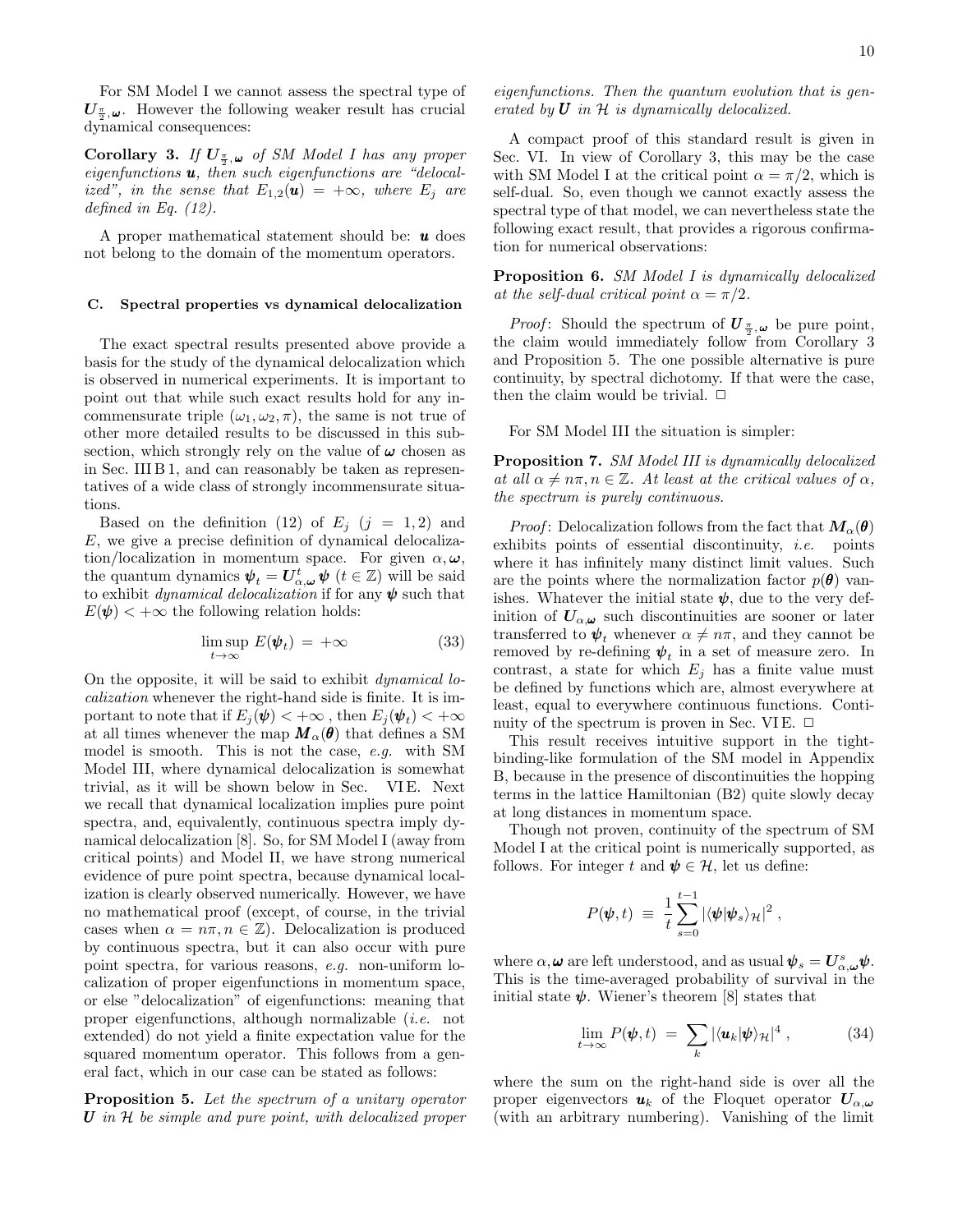For SM Model I we cannot assess the spectral type of $\boldsymbol{U}_{\frac{\pi}{2},\boldsymbol{\omega}}$. However the following weaker result has crucial dynamical consequences:

**Corollary 3.** *If $\boldsymbol{U}_{\frac{\pi}{2},\boldsymbol{\omega}}$ of SM Model I has any proper eigenfunctions $\boldsymbol{u}$, then such eigenfunctions are "delocalized", in the sense that $E_{1,2}(\boldsymbol{u}) = +\infty$, where $E_j$ are defined in Eq. (12).*

A proper mathematical statement should be: $\boldsymbol{u}$ does not belong to the domain of the momentum operators.

### C. Spectral properties vs dynamical delocalization

The exact spectral results presented above provide a basis for the study of the dynamical delocalization which is observed in numerical experiments. It is important to point out that while such exact results hold for any incommensurate triple $(\omega_1, \omega_2, \pi)$, the same is not true of other more detailed results to be discussed in this subsection, which strongly rely on the value of $\boldsymbol{\omega}$ chosen as in Sec. III B 1, and can reasonably be taken as representatives of a wide class of strongly incommensurate situations.

Based on the definition (12) of $E_j$ $(j = 1, 2)$ and $E$, we give a precise definition of dynamical delocalization/localization in momentum space. For given $\alpha, \boldsymbol{\omega}$, the quantum dynamics $\boldsymbol{\psi}_t = \boldsymbol{U}^t_{\alpha,\boldsymbol{\omega}}\, \boldsymbol{\psi}$ $(t \in \mathbb{Z})$ will be said to exhibit *dynamical delocalization* if for any $\boldsymbol{\psi}$ such that $E(\boldsymbol{\psi}) < +\infty$ the following relation holds:

$$\limsup_{t\to\infty} E(\boldsymbol{\psi}_t) \;=\; +\infty \tag{33}$$

On the opposite, it will be said to exhibit *dynamical localization* whenever the right-hand side is finite. It is important to note that if $E_j(\boldsymbol{\psi}) < +\infty$ , then $E_j(\boldsymbol{\psi}_t) < +\infty$ at all times whenever the map $\boldsymbol{M}_\alpha(\boldsymbol{\theta})$ that defines a SM model is smooth. This is not the case, *e.g.* with SM Model III, where dynamical delocalization is somewhat trivial, as it will be shown below in Sec. VI E. Next we recall that dynamical localization implies pure point spectra, and, equivalently, continuous spectra imply dynamical delocalization [8]. So, for SM Model I (away from critical points) and Model II, we have strong numerical evidence of pure point spectra, because dynamical localization is clearly observed numerically. However, we have no mathematical proof (except, of course, in the trivial cases when $\alpha = n\pi, n \in \mathbb{Z}$). Delocalization is produced by continuous spectra, but it can also occur with pure point spectra, for various reasons, *e.g.* non-uniform localization of proper eigenfunctions in momentum space, or else "delocalization" of eigenfunctions: meaning that proper eigenfunctions, although normalizable (*i.e.* not extended) do not yield a finite expectation value for the squared momentum operator. This follows from a general fact, which in our case can be stated as follows:

**Proposition 5.** *Let the spectrum of a unitary operator $\boldsymbol{U}$ in $\mathcal{H}$ be simple and pure point, with delocalized proper eigenfunctions. Then the quantum evolution that is generated by $\boldsymbol{U}$ in $\mathcal{H}$ is dynamically delocalized.*

A compact proof of this standard result is given in Sec. VI. In view of Corollary 3, this may be the case with SM Model I at the critical point $\alpha = \pi/2$, which is self-dual. So, even though we cannot exactly assess the spectral type of that model, we can nevertheless state the following exact result, that provides a rigorous confirmation for numerical observations:

**Proposition 6.** *SM Model I is dynamically delocalized at the self-dual critical point $\alpha = \pi/2$.*

*Proof*: Should the spectrum of $\boldsymbol{U}_{\frac{\pi}{2},\boldsymbol{\omega}}$ be pure point, the claim would immediately follow from Corollary 3 and Proposition 5. The one possible alternative is pure continuity, by spectral dichotomy. If that were the case, then the claim would be trivial. □

For SM Model III the situation is simpler:

**Proposition 7.** *SM Model III is dynamically delocalized at all $\alpha \neq n\pi, n \in \mathbb{Z}$. At least at the critical values of $\alpha$, the spectrum is purely continuous.*

*Proof*: Delocalization follows from the fact that $\boldsymbol{M}_\alpha(\boldsymbol{\theta})$ exhibits points of essential discontinuity, *i.e.* points where it has infinitely many distinct limit values. Such are the points where the normalization factor $p(\boldsymbol{\theta})$ vanishes. Whatever the initial state $\boldsymbol{\psi}$, due to the very definition of $\boldsymbol{U}_{\alpha,\boldsymbol{\omega}}$ such discontinuities are sooner or later transferred to $\boldsymbol{\psi}_t$ whenever $\alpha \neq n\pi$, and they cannot be removed by re-defining $\boldsymbol{\psi}_t$ in a set of measure zero. In contrast, a state for which $E_j$ has a finite value must be defined by functions which are, almost everywhere at least, equal to everywhere continuous functions. Continuity of the spectrum is proven in Sec. VI E. □

This result receives intuitive support in the tight-binding-like formulation of the SM model in Appendix B, because in the presence of discontinuities the hopping terms in the lattice Hamiltonian (B2) quite slowly decay at long distances in momentum space.

Though not proven, continuity of the spectrum of SM Model I at the critical point is numerically supported, as follows. For integer $t$ and $\boldsymbol{\psi} \in \mathcal{H}$, let us define:

$$P(\boldsymbol{\psi}, t) \;\equiv\; \frac{1}{t}\sum_{s=0}^{t-1} |\langle \boldsymbol{\psi}|\boldsymbol{\psi}_s\rangle_{\mathcal{H}}|^2 \,,$$

where $\alpha, \boldsymbol{\omega}$ are left understood, and as usual $\boldsymbol{\psi}_s = \boldsymbol{U}^s_{\alpha,\boldsymbol{\omega}}\boldsymbol{\psi}$. This is the time-averaged probability of survival in the initial state $\boldsymbol{\psi}$. Wiener's theorem [8] states that

$$\lim_{t\to\infty} P(\boldsymbol{\psi}, t) \;=\; \sum_k |\langle \boldsymbol{u}_k|\boldsymbol{\psi}\rangle_{\mathcal{H}}|^4 \,, \tag{34}$$

where the sum on the right-hand side is over all the proper eigenvectors $\boldsymbol{u}_k$ of the Floquet operator $\boldsymbol{U}_{\alpha,\boldsymbol{\omega}}$ (with an arbitrary numbering). Vanishing of the limit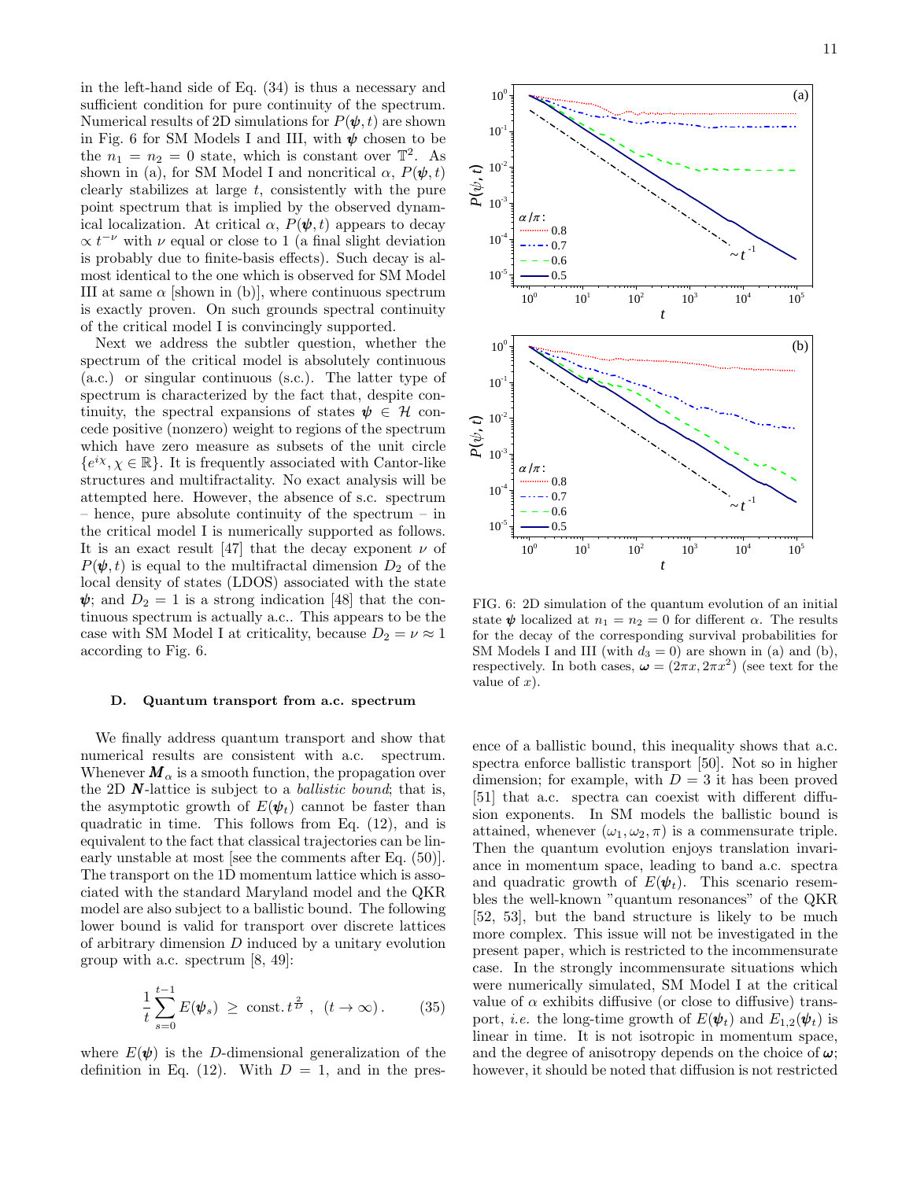in the left-hand side of Eq. (34) is thus a necessary and sufficient condition for pure continuity of the spectrum. Numerical results of 2D simulations for $P(\boldsymbol{\psi}, t)$ are shown in Fig. 6 for SM Models I and III, with $\boldsymbol{\psi}$ chosen to be the $n_1 = n_2 = 0$ state, which is constant over $\mathbb{T}^2$. As shown in (a), for SM Model I and noncritical $\alpha$, $P(\boldsymbol{\psi}, t)$ clearly stabilizes at large $t$, consistently with the pure point spectrum that is implied by the observed dynamical localization. At critical $\alpha$, $P(\boldsymbol{\psi}, t)$ appears to decay $\propto t^{-\nu}$ with $\nu$ equal or close to 1 (a final slight deviation is probably due to finite-basis effects). Such decay is almost identical to the one which is observed for SM Model III at same $\alpha$ [shown in (b)], where continuous spectrum is exactly proven. On such grounds spectral continuity of the critical model I is convincingly supported.

Next we address the subtler question, whether the spectrum of the critical model is absolutely continuous (a.c.) or singular continuous (s.c.). The latter type of spectrum is characterized by the fact that, despite continuity, the spectral expansions of states $\boldsymbol{\psi} \in \mathcal{H}$ concede positive (nonzero) weight to regions of the spectrum which have zero measure as subsets of the unit circle $\{e^{i\chi}, \chi \in \mathbb{R}\}$. It is frequently associated with Cantor-like structures and multifractality. No exact analysis will be attempted here. However, the absence of s.c. spectrum – hence, pure absolute continuity of the spectrum – in the critical model I is numerically supported as follows. It is an exact result [47] that the decay exponent $\nu$ of $P(\boldsymbol{\psi}, t)$ is equal to the multifractal dimension $D_2$ of the local density of states (LDOS) associated with the state $\boldsymbol{\psi}$; and $D_2 = 1$ is a strong indication [48] that the continuous spectrum is actually a.c.. This appears to be the case with SM Model I at criticality, because $D_2 = \nu \approx 1$ according to Fig. 6.

FIG. 6: 2D simulation of the quantum evolution of an initial state $\boldsymbol{\psi}$ localized at $n_1 = n_2 = 0$ for different $\alpha$. The results for the decay of the corresponding survival probabilities for SM Models I and III (with $d_3 = 0$) are shown in (a) and (b), respectively. In both cases, $\boldsymbol{\omega} = (2\pi x, 2\pi x^2)$ (see text for the value of $x$).

### D. Quantum transport from a.c. spectrum

We finally address quantum transport and show that numerical results are consistent with a.c. spectrum. Whenever $\boldsymbol{M}_\alpha$ is a smooth function, the propagation over the 2D $\boldsymbol{N}$-lattice is subject to a *ballistic bound*; that is, the asymptotic growth of $E(\boldsymbol{\psi}_t)$ cannot be faster than quadratic in time. This follows from Eq. (12), and is equivalent to the fact that classical trajectories can be linearly unstable at most [see the comments after Eq. (50)]. The transport on the 1D momentum lattice which is associated with the standard Maryland model and the QKR model are also subject to a ballistic bound. The following lower bound is valid for transport over discrete lattices of arbitrary dimension $D$ induced by a unitary evolution group with a.c. spectrum [8, 49]:

$$\frac{1}{t}\sum_{s=0}^{t-1} E(\boldsymbol{\psi}_s) \;\geq\; \text{const.}\, t^{\frac{2}{D}} \;, \;\; (t \to \infty)\,. \qquad (35)$$

where $E(\boldsymbol{\psi})$ is the $D$-dimensional generalization of the definition in Eq. (12). With $D = 1$, and in the presence of a ballistic bound, this inequality shows that a.c. spectra enforce ballistic transport [50]. Not so in higher dimension; for example, with $D = 3$ it has been proved [51] that a.c. spectra can coexist with different diffusion exponents. In SM models the ballistic bound is attained, whenever $(\omega_1, \omega_2, \pi)$ is a commensurate triple. Then the quantum evolution enjoys translation invariance in momentum space, leading to band a.c. spectra and quadratic growth of $E(\boldsymbol{\psi}_t)$. This scenario resembles the well-known "quantum resonances" of the QKR [52, 53], but the band structure is likely to be much more complex. This issue will not be investigated in the present paper, which is restricted to the incommensurate case. In the strongly incommensurate situations which were numerically simulated, SM Model I at the critical value of $\alpha$ exhibits diffusive (or close to diffusive) transport, *i.e.* the long-time growth of $E(\boldsymbol{\psi}_t)$ and $E_{1,2}(\boldsymbol{\psi}_t)$ is linear in time. It is not isotropic in momentum space, and the degree of anisotropy depends on the choice of $\boldsymbol{\omega}$; however, it should be noted that diffusion is not restricted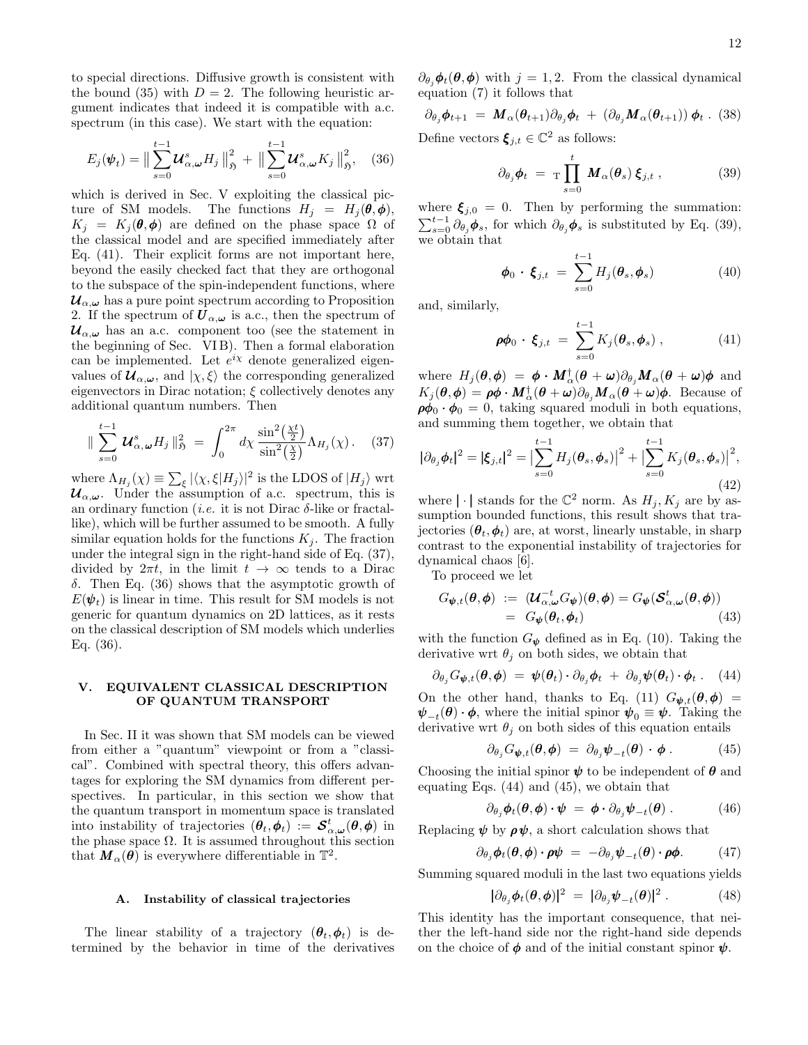to special directions. Diffusive growth is consistent with the bound (35) with $D = 2$. The following heuristic argument indicates that indeed it is compatible with a.c. spectrum (in this case). We start with the equation:

$$E_j(\boldsymbol{\psi}_t) = \| \sum_{s=0}^{t-1} \boldsymbol{\mathcal{U}}^s_{\alpha,\boldsymbol{\omega}} H_j \|^2_{\mathfrak{H}} + \| \sum_{s=0}^{t-1} \boldsymbol{\mathcal{U}}^s_{\alpha,\boldsymbol{\omega}} K_j \|^2_{\mathfrak{H}}, \quad (36)$$

which is derived in Sec. V exploiting the classical picture of SM models. The functions $H_j = H_j(\boldsymbol{\theta},\boldsymbol{\phi})$, $K_j = K_j(\boldsymbol{\theta},\boldsymbol{\phi})$ are defined on the phase space $\Omega$ of the classical model and are specified immediately after Eq. (41). Their explicit forms are not important here, beyond the easily checked fact that they are orthogonal to the subspace of the spin-independent functions, where $\boldsymbol{\mathcal{U}}_{\alpha,\boldsymbol{\omega}}$ has a pure point spectrum according to Proposition 2. If the spectrum of $\boldsymbol{U}_{\alpha,\boldsymbol{\omega}}$ is a.c., then the spectrum of $\boldsymbol{\mathcal{U}}_{\alpha,\boldsymbol{\omega}}$ has an a.c. component too (see the statement in the beginning of Sec. VI B). Then a formal elaboration can be implemented. Let $e^{i\chi}$ denote generalized eigenvalues of $\boldsymbol{\mathcal{U}}_{\alpha,\boldsymbol{\omega}}$, and $|\chi,\xi\rangle$ the corresponding generalized eigenvectors in Dirac notation; $\xi$ collectively denotes any additional quantum numbers. Then

$$\| \sum_{s=0}^{t-1} \boldsymbol{\mathcal{U}}^s_{\alpha,\boldsymbol{\omega}} H_j \|^2_{\mathfrak{H}} = \int_0^{2\pi} d\chi \, \frac{\sin^2\left(\frac{\chi t}{2}\right)}{\sin^2\left(\frac{\chi}{2}\right)} \Lambda_{H_j}(\chi). \quad (37)$$

where $\Lambda_{H_j}(\chi) \equiv \sum_\xi |\langle \chi,\xi|H_j\rangle|^2$ is the LDOS of $|H_j\rangle$ wrt $\boldsymbol{\mathcal{U}}_{\alpha,\boldsymbol{\omega}}$. Under the assumption of a.c. spectrum, this is an ordinary function (*i.e.* it is not Dirac $\delta$-like or fractal-like), which will be further assumed to be smooth. A fully similar equation holds for the functions $K_j$. The fraction under the integral sign in the right-hand side of Eq. (37), divided by $2\pi t$, in the limit $t \to \infty$ tends to a Dirac $\delta$. Then Eq. (36) shows that the asymptotic growth of $E(\boldsymbol{\psi}_t)$ is linear in time. This result for SM models is not generic for quantum dynamics on 2D lattices, as it rests on the classical description of SM models which underlies Eq. (36).

## V. EQUIVALENT CLASSICAL DESCRIPTION OF QUANTUM TRANSPORT

In Sec. II it was shown that SM models can be viewed from either a "quantum" viewpoint or from a "classical". Combined with spectral theory, this offers advantages for exploring the SM dynamics from different perspectives. In particular, in this section we show that the quantum transport in momentum space is translated into instability of trajectories $(\boldsymbol{\theta}_t,\boldsymbol{\phi}_t) := \boldsymbol{\mathcal{S}}^t_{\alpha,\boldsymbol{\omega}}(\boldsymbol{\theta},\boldsymbol{\phi})$ in the phase space $\Omega$. It is assumed throughout this section that $\boldsymbol{M}_\alpha(\boldsymbol{\theta})$ is everywhere differentiable in $\mathbb{T}^2$.

### A. Instability of classical trajectories

The linear stability of a trajectory $(\boldsymbol{\theta}_t,\boldsymbol{\phi}_t)$ is determined by the behavior in time of the derivatives $\partial_{\theta_j}\boldsymbol{\phi}_t(\boldsymbol{\theta},\boldsymbol{\phi})$ with $j = 1,2$. From the classical dynamical equation (7) it follows that

$$\partial_{\theta_j}\boldsymbol{\phi}_{t+1} = \boldsymbol{M}_\alpha(\boldsymbol{\theta}_{t+1})\partial_{\theta_j}\boldsymbol{\phi}_t + (\partial_{\theta_j}\boldsymbol{M}_\alpha(\boldsymbol{\theta}_{t+1}))\,\boldsymbol{\phi}_t \,. \quad (38)$$

Define vectors $\boldsymbol{\xi}_{j,t} \in \mathbb{C}^2$ as follows:

$$\partial_{\theta_j}\boldsymbol{\phi}_t = {}_{\mathrm{T}}\prod_{s=0}^{t} \boldsymbol{M}_\alpha(\boldsymbol{\theta}_s)\,\boldsymbol{\xi}_{j,t} \,, \quad (39)$$

where $\boldsymbol{\xi}_{j,0} = 0$. Then by performing the summation: $\sum_{s=0}^{t-1}\partial_{\theta_j}\boldsymbol{\phi}_s$, for which $\partial_{\theta_j}\boldsymbol{\phi}_s$ is substituted by Eq. (39), we obtain that

$$\boldsymbol{\phi}_0 \cdot \boldsymbol{\xi}_{j,t} = \sum_{s=0}^{t-1} H_j(\boldsymbol{\theta}_s,\boldsymbol{\phi}_s) \quad (40)$$

and, similarly,

$$\boldsymbol{\rho}\boldsymbol{\phi}_0 \cdot \boldsymbol{\xi}_{j,t} = \sum_{s=0}^{t-1} K_j(\boldsymbol{\theta}_s,\boldsymbol{\phi}_s) \,, \quad (41)$$

where $H_j(\boldsymbol{\theta},\boldsymbol{\phi}) = \boldsymbol{\phi} \cdot \boldsymbol{M}^\dagger_\alpha(\boldsymbol{\theta}+\boldsymbol{\omega})\partial_{\theta_j}\boldsymbol{M}_\alpha(\boldsymbol{\theta}+\boldsymbol{\omega})\boldsymbol{\phi}$ and $K_j(\boldsymbol{\theta},\boldsymbol{\phi}) = \boldsymbol{\rho}\boldsymbol{\phi} \cdot \boldsymbol{M}^\dagger_\alpha(\boldsymbol{\theta}+\boldsymbol{\omega})\partial_{\theta_j}\boldsymbol{M}_\alpha(\boldsymbol{\theta}+\boldsymbol{\omega})\boldsymbol{\phi}$. Because of $\boldsymbol{\rho}\boldsymbol{\phi}_0 \cdot \boldsymbol{\phi}_0 = 0$, taking squared moduli in both equations, and summing them together, we obtain that

$$|\partial_{\theta_j}\boldsymbol{\phi}_t|^2 = |\boldsymbol{\xi}_{j,t}|^2 = \Big|\sum_{s=0}^{t-1} H_j(\boldsymbol{\theta}_s,\boldsymbol{\phi}_s)\Big|^2 + \Big|\sum_{s=0}^{t-1} K_j(\boldsymbol{\theta}_s,\boldsymbol{\phi}_s)\Big|^2, \quad (42)$$

where $|\cdot|$ stands for the $\mathbb{C}^2$ norm. As $H_j, K_j$ are by assumption bounded functions, this result shows that trajectories $(\boldsymbol{\theta}_t,\boldsymbol{\phi}_t)$ are, at worst, linearly unstable, in sharp contrast to the exponential instability of trajectories for dynamical chaos [6].

To proceed we let

$$\begin{aligned} G_{\boldsymbol{\psi},t}(\boldsymbol{\theta},\boldsymbol{\phi}) &:= (\boldsymbol{\mathcal{U}}^{-t}_{\alpha,\boldsymbol{\omega}} G_{\boldsymbol{\psi}})(\boldsymbol{\theta},\boldsymbol{\phi}) = G_{\boldsymbol{\psi}}(\boldsymbol{\mathcal{S}}^t_{\alpha,\boldsymbol{\omega}}(\boldsymbol{\theta},\boldsymbol{\phi})) \\ &= G_{\boldsymbol{\psi}}(\boldsymbol{\theta}_t,\boldsymbol{\phi}_t) \end{aligned} \quad (43)$$

with the function $G_{\boldsymbol{\psi}}$ defined as in Eq. (10). Taking the derivative wrt $\theta_j$ on both sides, we obtain that

$$\partial_{\theta_j} G_{\boldsymbol{\psi},t}(\boldsymbol{\theta},\boldsymbol{\phi}) = \boldsymbol{\psi}(\boldsymbol{\theta}_t)\cdot\partial_{\theta_j}\boldsymbol{\phi}_t + \partial_{\theta_j}\boldsymbol{\psi}(\boldsymbol{\theta}_t)\cdot\boldsymbol{\phi}_t \,. \quad (44)$$

On the other hand, thanks to Eq. (11) $G_{\boldsymbol{\psi},t}(\boldsymbol{\theta},\boldsymbol{\phi}) = \boldsymbol{\psi}_{-t}(\boldsymbol{\theta})\cdot\boldsymbol{\phi}$, where the initial spinor $\boldsymbol{\psi}_0 \equiv \boldsymbol{\psi}$. Taking the derivative wrt $\theta_j$ on both sides of this equation entails

$$\partial_{\theta_j} G_{\boldsymbol{\psi},t}(\boldsymbol{\theta},\boldsymbol{\phi}) = \partial_{\theta_j}\boldsymbol{\psi}_{-t}(\boldsymbol{\theta})\cdot\boldsymbol{\phi} \,. \quad (45)$$

Choosing the initial spinor $\boldsymbol{\psi}$ to be independent of $\boldsymbol{\theta}$ and equating Eqs. (44) and (45), we obtain that

$$\partial_{\theta_j}\boldsymbol{\phi}_t(\boldsymbol{\theta},\boldsymbol{\phi})\cdot\boldsymbol{\psi} = \boldsymbol{\phi}\cdot\partial_{\theta_j}\boldsymbol{\psi}_{-t}(\boldsymbol{\theta}) \,. \quad (46)$$

Replacing $\boldsymbol{\psi}$ by $\boldsymbol{\rho}\boldsymbol{\psi}$, a short calculation shows that

$$\partial_{\theta_j}\boldsymbol{\phi}_t(\boldsymbol{\theta},\boldsymbol{\phi})\cdot\boldsymbol{\rho}\boldsymbol{\psi} = -\partial_{\theta_j}\boldsymbol{\psi}_{-t}(\boldsymbol{\theta})\cdot\boldsymbol{\rho}\boldsymbol{\phi}. \quad (47)$$

Summing squared moduli in the last two equations yields

$$|\partial_{\theta_j}\boldsymbol{\phi}_t(\boldsymbol{\theta},\boldsymbol{\phi})|^2 = |\partial_{\theta_j}\boldsymbol{\psi}_{-t}(\boldsymbol{\theta})|^2 \,. \quad (48)$$

This identity has the important consequence, that neither the left-hand side nor the right-hand side depends on the choice of $\boldsymbol{\phi}$ and of the initial constant spinor $\boldsymbol{\psi}$.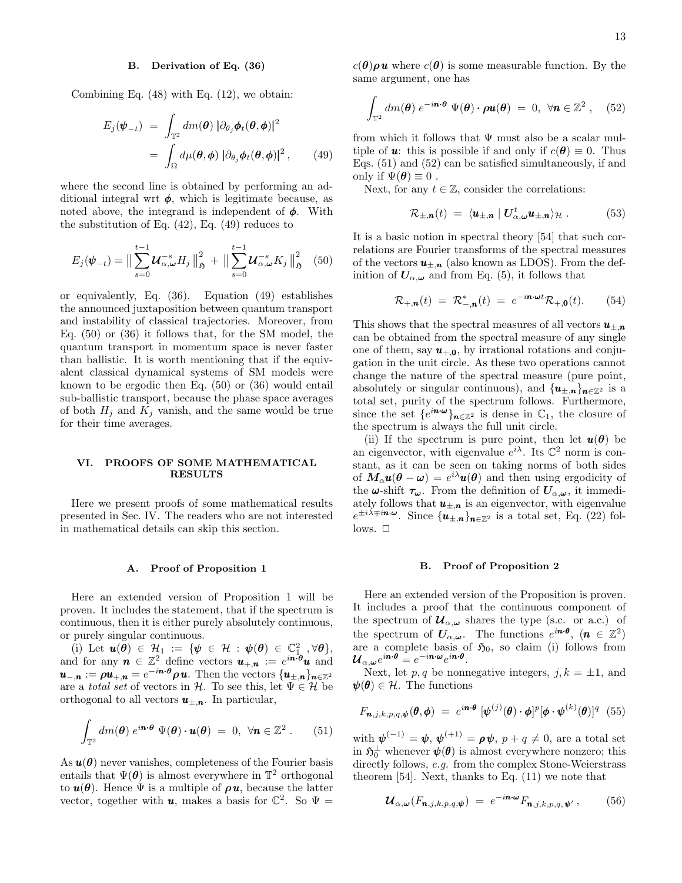### B. Derivation of Eq. (36)

Combining Eq. (48) with Eq. (12), we obtain:

$$
\begin{aligned}
E_j(\boldsymbol{\psi}_{-t}) &= \int_{\mathbb{T}^2} dm(\boldsymbol{\theta})\, |\partial_{\theta_j}\boldsymbol{\phi}_t(\boldsymbol{\theta},\boldsymbol{\phi})|^2 \\
&= \int_{\Omega} d\mu(\boldsymbol{\theta},\boldsymbol{\phi})\, |\partial_{\theta_j}\boldsymbol{\phi}_t(\boldsymbol{\theta},\boldsymbol{\phi})|^2 , \qquad (49)
\end{aligned}
$$

where the second line is obtained by performing an additional integral wrt $\boldsymbol{\phi}$, which is legitimate because, as noted above, the integrand is independent of $\boldsymbol{\phi}$. With the substitution of Eq. (42), Eq. (49) reduces to

$$
E_j(\boldsymbol{\psi}_{-t}) = \Big\| \sum_{s=0}^{t-1} \boldsymbol{\mathcal{U}}_{\alpha,\boldsymbol{\omega}}^{-s} H_j \Big\|_{\mathfrak{H}}^2 + \Big\| \sum_{s=0}^{t-1} \boldsymbol{\mathcal{U}}_{\alpha,\boldsymbol{\omega}}^{-s} K_j \Big\|_{\mathfrak{H}}^2 \quad (50)
$$

or equivalently, Eq. (36). Equation (49) establishes the announced juxtaposition between quantum transport and instability of classical trajectories. Moreover, from Eq. (50) or (36) it follows that, for the SM model, the quantum transport in momentum space is never faster than ballistic. It is worth mentioning that if the equivalent classical dynamical systems of SM models were known to be ergodic then Eq. (50) or (36) would entail sub-ballistic transport, because the phase space averages of both $H_j$ and $K_j$ vanish, and the same would be true for their time averages.

## VI. PROOFS OF SOME MATHEMATICAL RESULTS

Here we present proofs of some mathematical results presented in Sec. IV. The readers who are not interested in mathematical details can skip this section.

### A. Proof of Proposition 1

Here an extended version of Proposition 1 will be proven. It includes the statement, that if the spectrum is continuous, then it is either purely absolutely continuous, or purely singular continuous.

(i) Let $\boldsymbol{u}(\boldsymbol{\theta}) \in \mathcal{H}_1 := \{\boldsymbol{\psi} \in \mathcal{H} : \boldsymbol{\psi}(\boldsymbol{\theta}) \in \mathbb{C}_1^2 \ ,\forall \boldsymbol{\theta}\}$, and for any $\boldsymbol{n} \in \mathbb{Z}^2$ define vectors $\boldsymbol{u}_{+,\boldsymbol{n}} := e^{i\boldsymbol{n}\cdot\boldsymbol{\theta}}\boldsymbol{u}$ and $\boldsymbol{u}_{-,\boldsymbol{n}} := \boldsymbol{\rho}\boldsymbol{u}_{+,\boldsymbol{n}} = e^{-i\boldsymbol{n}\cdot\boldsymbol{\theta}}\boldsymbol{\rho}\boldsymbol{u}$. Then the vectors $\{\boldsymbol{u}_{\pm,\boldsymbol{n}}\}_{\boldsymbol{n}\in\mathbb{Z}^2}$ are a *total set* of vectors in $\mathcal{H}$. To see this, let $\Psi \in \mathcal{H}$ be orthogonal to all vectors $\boldsymbol{u}_{\pm,\boldsymbol{n}}$. In particular,

$$
\int_{\mathbb{T}^2} dm(\boldsymbol{\theta})\, e^{i\boldsymbol{n}\cdot\boldsymbol{\theta}}\, \Psi(\boldsymbol{\theta}) \cdot \boldsymbol{u}(\boldsymbol{\theta}) \;=\; 0,\ \forall \boldsymbol{n} \in \mathbb{Z}^2 \, . \qquad (51)
$$

As $\boldsymbol{u}(\boldsymbol{\theta})$ never vanishes, completeness of the Fourier basis entails that $\Psi(\boldsymbol{\theta})$ is almost everywhere in $\mathbb{T}^2$ orthogonal to $\boldsymbol{u}(\boldsymbol{\theta})$. Hence $\Psi$ is a multiple of $\boldsymbol{\rho}\boldsymbol{u}$, because the latter vector, together with $\boldsymbol{u}$, makes a basis for $\mathbb{C}^2$. So $\Psi = c(\boldsymbol{\theta})\boldsymbol{\rho}\boldsymbol{u}$ where $c(\boldsymbol{\theta})$ is some measurable function. By the same argument, one has

$$
\int_{\mathbb{T}^2} dm(\boldsymbol{\theta})\, e^{-i\boldsymbol{n}\cdot\boldsymbol{\theta}}\, \Psi(\boldsymbol{\theta}) \cdot \boldsymbol{\rho}\boldsymbol{u}(\boldsymbol{\theta}) \;=\; 0,\ \forall \boldsymbol{n} \in \mathbb{Z}^2 \, , \qquad (52)
$$

from which it follows that $\Psi$ must also be a scalar multiple of $\boldsymbol{u}$: this is possible if and only if $c(\boldsymbol{\theta}) \equiv 0$. Thus Eqs. (51) and (52) can be satisfied simultaneously, if and only if $\Psi(\boldsymbol{\theta}) \equiv 0$ .

Next, for any $t \in \mathbb{Z}$, consider the correlations:

$$
\mathcal{R}_{\pm,\boldsymbol{n}}(t) \;=\; \langle \boldsymbol{u}_{\pm,\boldsymbol{n}} \mid \boldsymbol{U}_{\alpha,\boldsymbol{\omega}}^t \boldsymbol{u}_{\pm,\boldsymbol{n}} \rangle_{\mathcal{H}} \, . \qquad (53)
$$

It is a basic notion in spectral theory [54] that such correlations are Fourier transforms of the spectral measures of the vectors $\boldsymbol{u}_{\pm,\boldsymbol{n}}$ (also known as LDOS). From the definition of $\boldsymbol{U}_{\alpha,\boldsymbol{\omega}}$ and from Eq. (5), it follows that

$$
\mathcal{R}_{+,\boldsymbol{n}}(t) \;=\; \mathcal{R}^*_{-,\boldsymbol{n}}(t) \;=\; e^{-i\boldsymbol{n}\cdot\boldsymbol{\omega}t}\mathcal{R}_{+,\boldsymbol{0}}(t). \qquad (54)
$$

This shows that the spectral measures of all vectors $\boldsymbol{u}_{\pm,\boldsymbol{n}}$ can be obtained from the spectral measure of any single one of them, say $\boldsymbol{u}_{+,\boldsymbol{0}}$, by irrational rotations and conjugation in the unit circle. As these two operations cannot change the nature of the spectral measure (pure point, absolutely or singular continuous), and $\{\boldsymbol{u}_{\pm,\boldsymbol{n}}\}_{\boldsymbol{n}\in\mathbb{Z}^2}$ is a total set, purity of the spectrum follows. Furthermore, since the set $\{e^{i\boldsymbol{n}\cdot\boldsymbol{\omega}}\}_{\boldsymbol{n}\in\mathbb{Z}^2}$ is dense in $\mathbb{C}_1$, the closure of the spectrum is always the full unit circle.

(ii) If the spectrum is pure point, then let $\boldsymbol{u}(\boldsymbol{\theta})$ be an eigenvector, with eigenvalue $e^{i\lambda}$. Its $\mathbb{C}^2$ norm is constant, as it can be seen on taking norms of both sides of $\boldsymbol{M}_\alpha \boldsymbol{u}(\boldsymbol{\theta} - \boldsymbol{\omega}) = e^{i\lambda}\boldsymbol{u}(\boldsymbol{\theta})$ and then using ergodicity of the $\boldsymbol{\omega}$-shift $\boldsymbol{\tau}_{\boldsymbol{\omega}}$. From the definition of $\boldsymbol{U}_{\alpha,\boldsymbol{\omega}}$, it immediately follows that $\boldsymbol{u}_{\pm,\boldsymbol{n}}$ is an eigenvector, with eigenvalue $e^{\pm i\lambda \mp i\boldsymbol{n}\cdot\boldsymbol{\omega}}$. Since $\{\boldsymbol{u}_{\pm,\boldsymbol{n}}\}_{\boldsymbol{n}\in\mathbb{Z}^2}$ is a total set, Eq. (22) follows. □

### B. Proof of Proposition 2

Here an extended version of the Proposition is proven. It includes a proof that the continuous component of the spectrum of $\boldsymbol{\mathcal{U}}_{\alpha,\boldsymbol{\omega}}$ shares the type (s.c. or a.c.) of the spectrum of $\boldsymbol{U}_{\alpha,\boldsymbol{\omega}}$. The functions $e^{i\boldsymbol{n}\cdot\boldsymbol{\theta}}$, ($\boldsymbol{n} \in \mathbb{Z}^2$) are a complete basis of $\mathfrak{H}_0$, so claim (i) follows from $\boldsymbol{\mathcal{U}}_{\alpha,\boldsymbol{\omega}} e^{i\boldsymbol{n}\cdot\boldsymbol{\theta}} = e^{-i\boldsymbol{n}\cdot\boldsymbol{\omega}} e^{i\boldsymbol{n}\cdot\boldsymbol{\theta}}$.

Next, let $p, q$ be nonnegative integers, $j, k = \pm 1$, and $\boldsymbol{\psi}(\boldsymbol{\theta}) \in \mathcal{H}$. The functions

$$
F_{\boldsymbol{n},j,k,p,q,\boldsymbol{\psi}}(\boldsymbol{\theta},\boldsymbol{\phi}) \;=\; e^{i\boldsymbol{n}\cdot\boldsymbol{\theta}}\, [\boldsymbol{\psi}^{(j)}(\boldsymbol{\theta}) \cdot \boldsymbol{\phi}]^p [\boldsymbol{\phi} \cdot \boldsymbol{\psi}^{(k)}(\boldsymbol{\theta})]^q \quad (55)
$$

with $\boldsymbol{\psi}^{(-1)} = \boldsymbol{\psi}$, $\boldsymbol{\psi}^{(+1)} = \boldsymbol{\rho}\boldsymbol{\psi}$, $p + q \neq 0$, are a total set in $\mathfrak{H}_0^{\perp}$ whenever $\boldsymbol{\psi}(\boldsymbol{\theta})$ is almost everywhere nonzero; this directly follows, *e.g.* from the complex Stone-Weierstrass theorem [54]. Next, thanks to Eq. (11) we note that

$$
\boldsymbol{\mathcal{U}}_{\alpha,\boldsymbol{\omega}}(F_{\boldsymbol{n},j,k,p,q,\boldsymbol{\psi}}) \;=\; e^{-i\boldsymbol{n}\cdot\boldsymbol{\omega}} F_{\boldsymbol{n},j,k,p,q,\boldsymbol{\psi}'} \, , \qquad (56)
$$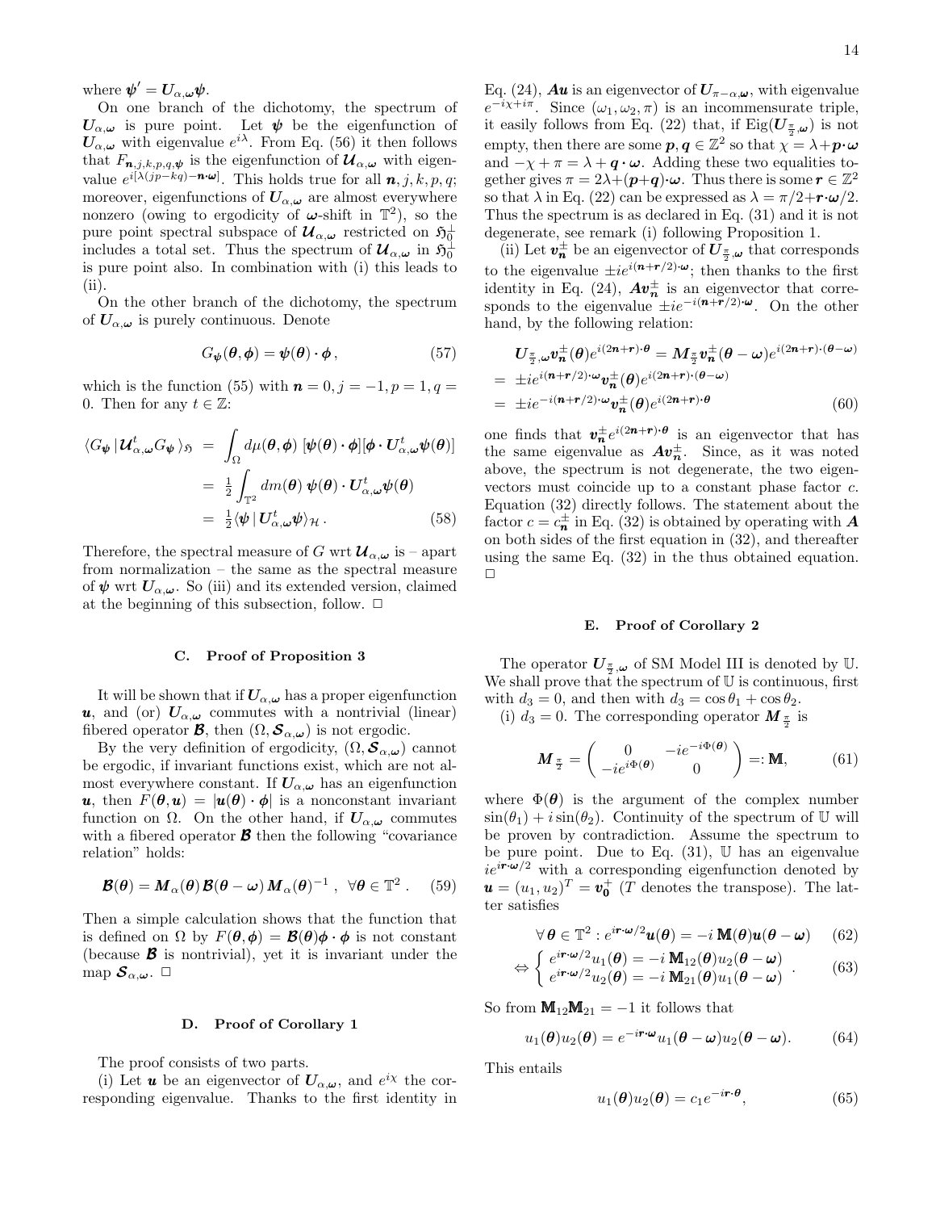where $\boldsymbol{\psi}' = \boldsymbol{U}_{\alpha,\boldsymbol{\omega}}\boldsymbol{\psi}$.

On one branch of the dichotomy, the spectrum of $\boldsymbol{U}_{\alpha,\boldsymbol{\omega}}$ is pure point. Let $\boldsymbol{\psi}$ be the eigenfunction of $\boldsymbol{U}_{\alpha,\boldsymbol{\omega}}$ with eigenvalue $e^{i\lambda}$. From Eq. (56) it then follows that $F_{\boldsymbol{n},j,k,p,q,\boldsymbol{\psi}}$ is the eigenfunction of $\boldsymbol{\mathcal{U}}_{\alpha,\boldsymbol{\omega}}$ with eigenvalue $e^{i[\lambda(jp-kq)-\boldsymbol{n}\cdot\boldsymbol{\omega}]}$. This holds true for all $\boldsymbol{n}, j, k, p, q$; moreover, eigenfunctions of $\boldsymbol{U}_{\alpha,\boldsymbol{\omega}}$ are almost everywhere nonzero (owing to ergodicity of $\boldsymbol{\omega}$-shift in $\mathbb{T}^2$), so the pure point spectral subspace of $\boldsymbol{\mathcal{U}}_{\alpha,\boldsymbol{\omega}}$ restricted on $\mathfrak{H}_0^\perp$ includes a total set. Thus the spectrum of $\boldsymbol{\mathcal{U}}_{\alpha,\boldsymbol{\omega}}$ in $\mathfrak{H}_0^\perp$ is pure point also. In combination with (i) this leads to (ii).

On the other branch of the dichotomy, the spectrum of $\boldsymbol{U}_{\alpha,\boldsymbol{\omega}}$ is purely continuous. Denote

$$G_{\boldsymbol{\psi}}(\boldsymbol{\theta},\boldsymbol{\phi}) = \boldsymbol{\psi}(\boldsymbol{\theta})\cdot\boldsymbol{\phi}\,, \tag{57}$$

which is the function (55) with $\boldsymbol{n}=0, j=-1, p=1, q=0$. Then for any $t\in\mathbb{Z}$:

$$\begin{aligned}\langle G_{\boldsymbol{\psi}}\,|\,\boldsymbol{\mathcal{U}}^t_{\alpha,\boldsymbol{\omega}}G_{\boldsymbol{\psi}}\,\rangle_{\mathfrak{H}} &= \int_\Omega d\mu(\boldsymbol{\theta},\boldsymbol{\phi})\;[\boldsymbol{\psi}(\boldsymbol{\theta})\cdot\boldsymbol{\phi}][\boldsymbol{\phi}\cdot\boldsymbol{U}^t_{\alpha,\boldsymbol{\omega}}\boldsymbol{\psi}(\boldsymbol{\theta})]\\ &= \tfrac{1}{2}\int_{\mathbb{T}^2} dm(\boldsymbol{\theta})\;\boldsymbol{\psi}(\boldsymbol{\theta})\cdot\boldsymbol{U}^t_{\alpha,\boldsymbol{\omega}}\boldsymbol{\psi}(\boldsymbol{\theta})\\ &= \tfrac{1}{2}\langle\boldsymbol{\psi}\,|\,\boldsymbol{U}^t_{\alpha,\boldsymbol{\omega}}\boldsymbol{\psi}\rangle_{\mathcal{H}}\,.\end{aligned}\tag{58}$$

Therefore, the spectral measure of $G$ wrt $\boldsymbol{\mathcal{U}}_{\alpha,\boldsymbol{\omega}}$ is – apart from normalization – the same as the spectral measure of $\boldsymbol{\psi}$ wrt $\boldsymbol{U}_{\alpha,\boldsymbol{\omega}}$. So (iii) and its extended version, claimed at the beginning of this subsection, follow. $\square$

### C. Proof of Proposition 3

It will be shown that if $\boldsymbol{U}_{\alpha,\boldsymbol{\omega}}$ has a proper eigenfunction $\boldsymbol{u}$, and (or) $\boldsymbol{U}_{\alpha,\boldsymbol{\omega}}$ commutes with a nontrivial (linear) fibered operator $\boldsymbol{\mathcal{B}}$, then $(\Omega,\boldsymbol{\mathcal{S}}_{\alpha,\boldsymbol{\omega}})$ is not ergodic.

By the very definition of ergodicity, $(\Omega,\boldsymbol{\mathcal{S}}_{\alpha,\boldsymbol{\omega}})$ cannot be ergodic, if invariant functions exist, which are not almost everywhere constant. If $\boldsymbol{U}_{\alpha,\boldsymbol{\omega}}$ has an eigenfunction $\boldsymbol{u}$, then $F(\boldsymbol{\theta},\boldsymbol{u}) = |\boldsymbol{u}(\boldsymbol{\theta})\cdot\boldsymbol{\phi}|$ is a nonconstant invariant function on $\Omega$. On the other hand, if $\boldsymbol{U}_{\alpha,\boldsymbol{\omega}}$ commutes with a fibered operator $\boldsymbol{\mathcal{B}}$ then the following "covariance relation" holds:

$$\boldsymbol{\mathcal{B}}(\boldsymbol{\theta}) = \boldsymbol{M}_\alpha(\boldsymbol{\theta})\,\boldsymbol{\mathcal{B}}(\boldsymbol{\theta}-\boldsymbol{\omega})\,\boldsymbol{M}_\alpha(\boldsymbol{\theta})^{-1}\;,\;\;\forall\boldsymbol{\theta}\in\mathbb{T}^2\;. \tag{59}$$

Then a simple calculation shows that the function that is defined on $\Omega$ by $F(\boldsymbol{\theta},\boldsymbol{\phi}) = \boldsymbol{\mathcal{B}}(\boldsymbol{\theta})\boldsymbol{\phi}\cdot\boldsymbol{\phi}$ is not constant (because $\boldsymbol{\mathcal{B}}$ is nontrivial), yet it is invariant under the map $\boldsymbol{\mathcal{S}}_{\alpha,\boldsymbol{\omega}}$. $\square$

### D. Proof of Corollary 1

The proof consists of two parts.

(i) Let $\boldsymbol{u}$ be an eigenvector of $\boldsymbol{U}_{\alpha,\boldsymbol{\omega}}$, and $e^{i\chi}$ the corresponding eigenvalue. Thanks to the first identity in Eq. (24), $\boldsymbol{A}\boldsymbol{u}$ is an eigenvector of $\boldsymbol{U}_{\pi-\alpha,\boldsymbol{\omega}}$, with eigenvalue $e^{-i\chi+i\pi}$. Since $(\omega_1,\omega_2,\pi)$ is an incommensurate triple, it easily follows from Eq. (22) that, if $\mathrm{Eig}(\boldsymbol{U}_{\frac{\pi}{2},\boldsymbol{\omega}})$ is not empty, then there are some $\boldsymbol{p},\boldsymbol{q}\in\mathbb{Z}^2$ so that $\chi = \lambda+\boldsymbol{p}\cdot\boldsymbol{\omega}$ and $-\chi+\pi = \lambda+\boldsymbol{q}\cdot\boldsymbol{\omega}$. Adding these two equalities together gives $\pi = 2\lambda+(\boldsymbol{p}+\boldsymbol{q})\cdot\boldsymbol{\omega}$. Thus there is some $\boldsymbol{r}\in\mathbb{Z}^2$ so that $\lambda$ in Eq. (22) can be expressed as $\lambda = \pi/2+\boldsymbol{r}\cdot\boldsymbol{\omega}/2$. Thus the spectrum is as declared in Eq. (31) and it is not degenerate, see remark (i) following Proposition 1.

(ii) Let $\boldsymbol{v}^\pm_{\boldsymbol{n}}$ be an eigenvector of $\boldsymbol{U}_{\frac{\pi}{2},\boldsymbol{\omega}}$ that corresponds to the eigenvalue $\pm ie^{i(\boldsymbol{n}+\boldsymbol{r}/2)\cdot\boldsymbol{\omega}}$; then thanks to the first identity in Eq. (24), $\boldsymbol{A}\boldsymbol{v}^\pm_{\boldsymbol{n}}$ is an eigenvector that corresponds to the eigenvalue $\pm ie^{-i(\boldsymbol{n}+\boldsymbol{r}/2)\cdot\boldsymbol{\omega}}$. On the other hand, by the following relation:

$$\begin{aligned}&\boldsymbol{U}_{\frac{\pi}{2},\boldsymbol{\omega}}\boldsymbol{v}^\pm_{\boldsymbol{n}}(\boldsymbol{\theta})e^{i(2\boldsymbol{n}+\boldsymbol{r})\cdot\boldsymbol{\theta}} = \boldsymbol{M}_{\frac{\pi}{2}}\boldsymbol{v}^\pm_{\boldsymbol{n}}(\boldsymbol{\theta}-\boldsymbol{\omega})e^{i(2\boldsymbol{n}+\boldsymbol{r})\cdot(\boldsymbol{\theta}-\boldsymbol{\omega})}\\ &= \pm ie^{i(\boldsymbol{n}+\boldsymbol{r}/2)\cdot\boldsymbol{\omega}}\boldsymbol{v}^\pm_{\boldsymbol{n}}(\boldsymbol{\theta})e^{i(2\boldsymbol{n}+\boldsymbol{r})\cdot(\boldsymbol{\theta}-\boldsymbol{\omega})}\\ &= \pm ie^{-i(\boldsymbol{n}+\boldsymbol{r}/2)\cdot\boldsymbol{\omega}}\boldsymbol{v}^\pm_{\boldsymbol{n}}(\boldsymbol{\theta})e^{i(2\boldsymbol{n}+\boldsymbol{r})\cdot\boldsymbol{\theta}}\end{aligned}\tag{60}$$

one finds that $\boldsymbol{v}^\pm_{\boldsymbol{n}}e^{i(2\boldsymbol{n}+\boldsymbol{r})\cdot\boldsymbol{\theta}}$ is an eigenvector that has the same eigenvalue as $\boldsymbol{A}\boldsymbol{v}^\pm_{\boldsymbol{n}}$. Since, as it was noted above, the spectrum is not degenerate, the two eigenvectors must coincide up to a constant phase factor $c$. Equation (32) directly follows. The statement about the factor $c = c^\pm_{\boldsymbol{n}}$ in Eq. (32) is obtained by operating with $\boldsymbol{A}$ on both sides of the first equation in (32), and thereafter using the same Eq. (32) in the thus obtained equation. $\square$

### E. Proof of Corollary 2

The operator $\boldsymbol{U}_{\frac{\pi}{2},\boldsymbol{\omega}}$ of SM Model III is denoted by $\mathbb{U}$. We shall prove that the spectrum of $\mathbb{U}$ is continuous, first with $d_3 = 0$, and then with $d_3 = \cos\theta_1+\cos\theta_2$.

(i) $d_3 = 0$. The corresponding operator $\boldsymbol{M}_{\frac{\pi}{2}}$ is

$$\boldsymbol{M}_{\frac{\pi}{2}} = \begin{pmatrix} 0 & -ie^{-i\Phi(\boldsymbol{\theta})}\\ -ie^{i\Phi(\boldsymbol{\theta})} & 0\end{pmatrix} =: \mathbb{M}, \tag{61}$$

where $\Phi(\boldsymbol{\theta})$ is the argument of the complex number $\sin(\theta_1)+i\sin(\theta_2)$. Continuity of the spectrum of $\mathbb{U}$ will be proven by contradiction. Assume the spectrum to be pure point. Due to Eq. (31), $\mathbb{U}$ has an eigenvalue $ie^{i\boldsymbol{r}\cdot\boldsymbol{\omega}/2}$ with a corresponding eigenfunction denoted by $\boldsymbol{u} = (u_1,u_2)^T = \boldsymbol{v}^+_{\boldsymbol{0}}$ ($T$ denotes the transpose). The latter satisfies

$$\forall\,\boldsymbol{\theta}\in\mathbb{T}^2: e^{i\boldsymbol{r}\cdot\boldsymbol{\omega}/2}\boldsymbol{u}(\boldsymbol{\theta}) = -i\,\mathbb{M}(\boldsymbol{\theta})\boldsymbol{u}(\boldsymbol{\theta}-\boldsymbol{\omega}) \tag{62}$$

$$\Leftrightarrow\begin{cases} e^{i\boldsymbol{r}\cdot\boldsymbol{\omega}/2}u_1(\boldsymbol{\theta}) = -i\,\mathbb{M}_{12}(\boldsymbol{\theta})u_2(\boldsymbol{\theta}-\boldsymbol{\omega})\\ e^{i\boldsymbol{r}\cdot\boldsymbol{\omega}/2}u_2(\boldsymbol{\theta}) = -i\,\mathbb{M}_{21}(\boldsymbol{\theta})u_1(\boldsymbol{\theta}-\boldsymbol{\omega})\end{cases}. \tag{63}$$

So from $\mathbb{M}_{12}\mathbb{M}_{21} = -1$ it follows that

$$u_1(\boldsymbol{\theta})u_2(\boldsymbol{\theta}) = e^{-i\boldsymbol{r}\cdot\boldsymbol{\omega}}u_1(\boldsymbol{\theta}-\boldsymbol{\omega})u_2(\boldsymbol{\theta}-\boldsymbol{\omega}). \tag{64}$$

This entails

$$u_1(\boldsymbol{\theta})u_2(\boldsymbol{\theta}) = c_1e^{-i\boldsymbol{r}\cdot\boldsymbol{\theta}}, \tag{65}$$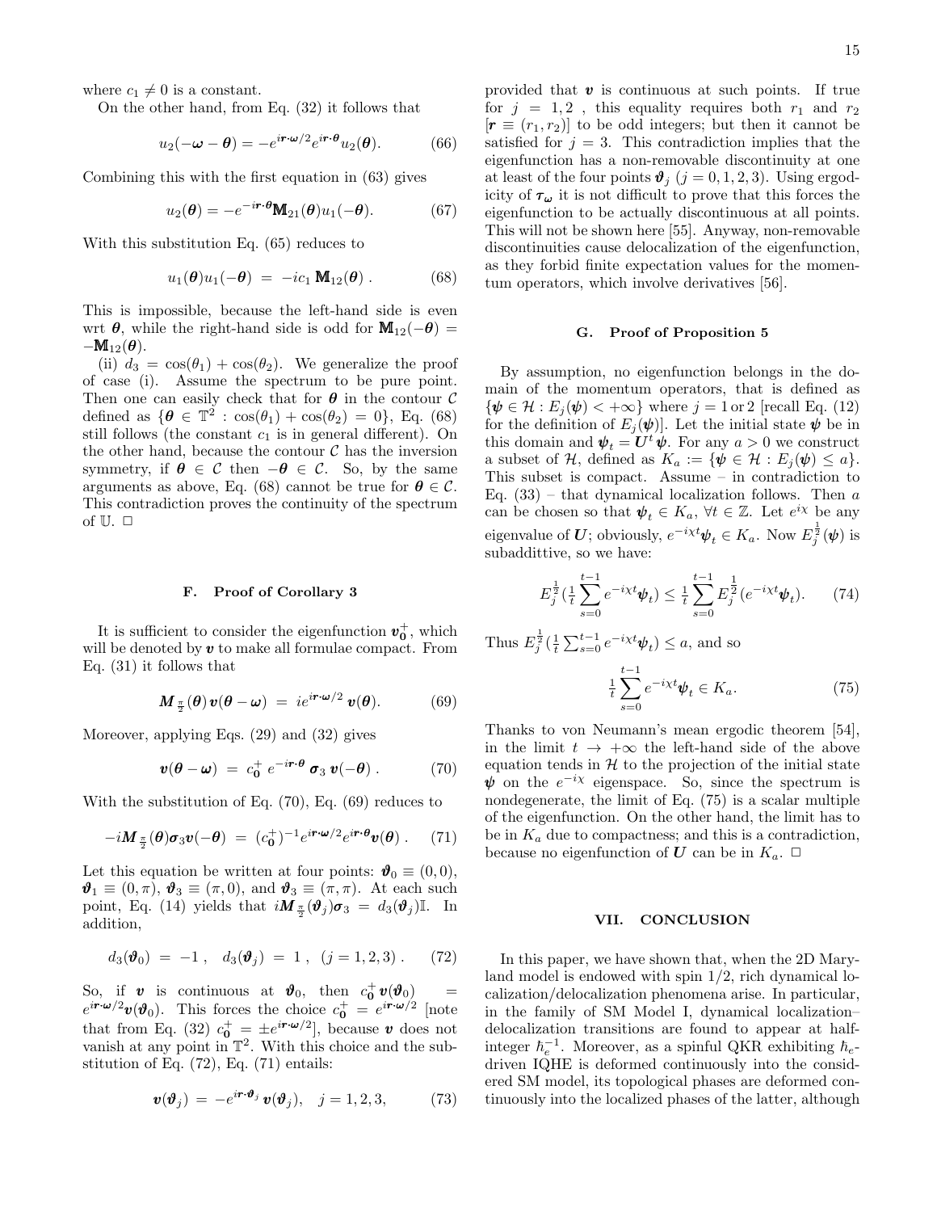where $c_1 \neq 0$ is a constant.

On the other hand, from Eq. (32) it follows that

$$u_2(-\boldsymbol{\omega}-\boldsymbol{\theta}) = -e^{i\boldsymbol{r}\cdot\boldsymbol{\omega}/2}e^{i\boldsymbol{r}\cdot\boldsymbol{\theta}}u_2(\boldsymbol{\theta}). \tag{66}$$

Combining this with the first equation in (63) gives

$$u_2(\boldsymbol{\theta}) = -e^{-i\boldsymbol{r}\cdot\boldsymbol{\theta}}\mathbb{M}_{21}(\boldsymbol{\theta})u_1(-\boldsymbol{\theta}). \tag{67}$$

With this substitution Eq. (65) reduces to

$$u_1(\boldsymbol{\theta})u_1(-\boldsymbol{\theta}) \ = \ -ic_1\,\mathbb{M}_{12}(\boldsymbol{\theta}) \ . \tag{68}$$

This is impossible, because the left-hand side is even wrt $\boldsymbol{\theta}$, while the right-hand side is odd for $\mathbb{M}_{12}(-\boldsymbol{\theta}) = -\mathbb{M}_{12}(\boldsymbol{\theta})$.

(ii) $d_3 = \cos(\theta_1)+\cos(\theta_2)$. We generalize the proof of case (i). Assume the spectrum to be pure point. Then one can easily check that for $\boldsymbol{\theta}$ in the contour $\mathcal{C}$ defined as $\{\boldsymbol{\theta}\in\mathbb{T}^2 : \cos(\theta_1)+\cos(\theta_2) = 0\}$, Eq. (68) still follows (the constant $c_1$ is in general different). On the other hand, because the contour $\mathcal{C}$ has the inversion symmetry, if $\boldsymbol{\theta}\in\mathcal{C}$ then $-\boldsymbol{\theta}\in\mathcal{C}$. So, by the same arguments as above, Eq. (68) cannot be true for $\boldsymbol{\theta}\in\mathcal{C}$. This contradiction proves the continuity of the spectrum of $\mathbb{U}$. □

### F. Proof of Corollary 3

It is sufficient to consider the eigenfunction $\boldsymbol{v}_{\boldsymbol{0}}^{+}$, which will be denoted by $\boldsymbol{v}$ to make all formulae compact. From Eq. (31) it follows that

$$\boldsymbol{M}_{\frac{\pi}{2}}(\boldsymbol{\theta})\,\boldsymbol{v}(\boldsymbol{\theta}-\boldsymbol{\omega}) \ = \ ie^{i\boldsymbol{r}\cdot\boldsymbol{\omega}/2}\,\boldsymbol{v}(\boldsymbol{\theta}). \tag{69}$$

Moreover, applying Eqs. (29) and (32) gives

$$\boldsymbol{v}(\boldsymbol{\theta}-\boldsymbol{\omega}) \ = \ c_{\boldsymbol{0}}^{+}\,e^{-i\boldsymbol{r}\cdot\boldsymbol{\theta}}\,\boldsymbol{\sigma}_3\,\boldsymbol{v}(-\boldsymbol{\theta})\ . \tag{70}$$

With the substitution of Eq. (70), Eq. (69) reduces to

$$-i\boldsymbol{M}_{\frac{\pi}{2}}(\boldsymbol{\theta})\boldsymbol{\sigma}_3\boldsymbol{v}(-\boldsymbol{\theta}) \ = \ (c_{\boldsymbol{0}}^{+})^{-1}e^{i\boldsymbol{r}\cdot\boldsymbol{\omega}/2}e^{i\boldsymbol{r}\cdot\boldsymbol{\theta}}\boldsymbol{v}(\boldsymbol{\theta})\ . \tag{71}$$

Let this equation be written at four points: $\boldsymbol{\vartheta}_0\equiv(0,0)$, $\boldsymbol{\vartheta}_1\equiv(0,\pi)$, $\boldsymbol{\vartheta}_3\equiv(\pi,0)$, and $\boldsymbol{\vartheta}_3\equiv(\pi,\pi)$. At each such point, Eq. (14) yields that $i\boldsymbol{M}_{\frac{\pi}{2}}(\boldsymbol{\vartheta}_j)\boldsymbol{\sigma}_3 = d_3(\boldsymbol{\vartheta}_j)\mathbb{I}$. In addition,

$$d_3(\boldsymbol{\vartheta}_0) \ = \ -1\ , \quad d_3(\boldsymbol{\vartheta}_j) \ = \ 1\ , \ \ (j=1,2,3)\ . \tag{72}$$

So, if $\boldsymbol{v}$ is continuous at $\boldsymbol{\vartheta}_0$, then $c_{\boldsymbol{0}}^{+}\,\boldsymbol{v}(\boldsymbol{\vartheta}_0) = e^{i\boldsymbol{r}\cdot\boldsymbol{\omega}/2}\boldsymbol{v}(\boldsymbol{\vartheta}_0)$. This forces the choice $c_{\boldsymbol{0}}^{+} = e^{i\boldsymbol{r}\cdot\boldsymbol{\omega}/2}$ [note that from Eq. (32) $c_{\boldsymbol{0}}^{+} = \pm e^{i\boldsymbol{r}\cdot\boldsymbol{\omega}/2}$], because $\boldsymbol{v}$ does not vanish at any point in $\mathbb{T}^2$. With this choice and the substitution of Eq. (72), Eq. (71) entails:

$$\boldsymbol{v}(\boldsymbol{\vartheta}_j) \ = \ -e^{i\boldsymbol{r}\cdot\boldsymbol{\vartheta}_j}\,\boldsymbol{v}(\boldsymbol{\vartheta}_j), \quad j=1,2,3, \tag{73}$$

provided that $\boldsymbol{v}$ is continuous at such points. If true for $j = 1,2$ , this equality requires both $r_1$ and $r_2$ [$\boldsymbol{r}\equiv(r_1,r_2)$] to be odd integers; but then it cannot be satisfied for $j=3$. This contradiction implies that the eigenfunction has a non-removable discontinuity at one at least of the four points $\boldsymbol{\vartheta}_j$ $(j=0,1,2,3)$. Using ergodicity of $\boldsymbol{\tau}_{\boldsymbol{\omega}}$ it is not difficult to prove that this forces the eigenfunction to be actually discontinuous at all points. This will not be shown here [55]. Anyway, non-removable discontinuities cause delocalization of the eigenfunction, as they forbid finite expectation values for the momentum operators, which involve derivatives [56].

### G. Proof of Proposition 5

By assumption, no eigenfunction belongs in the domain of the momentum operators, that is defined as $\{\boldsymbol{\psi}\in\mathcal{H} : E_j(\boldsymbol{\psi}) < +\infty\}$ where $j = 1$ or $2$ [recall Eq. (12) for the definition of $E_j(\boldsymbol{\psi})$]. Let the initial state $\boldsymbol{\psi}$ be in this domain and $\boldsymbol{\psi}_t = \boldsymbol{U}^t\boldsymbol{\psi}$. For any $a>0$ we construct a subset of $\mathcal{H}$, defined as $K_a := \{\boldsymbol{\psi}\in\mathcal{H} : E_j(\boldsymbol{\psi})\le a\}$. This subset is compact. Assume – in contradiction to Eq. (33) – that dynamical localization follows. Then $a$ can be chosen so that $\boldsymbol{\psi}_t\in K_a$, $\forall t\in\mathbb{Z}$. Let $e^{i\chi}$ be any eigenvalue of $\boldsymbol{U}$; obviously, $e^{-i\chi t}\boldsymbol{\psi}_t\in K_a$. Now $E_j^{\frac{1}{2}}(\boldsymbol{\psi})$ is subadditive, so we have:

$$E_j^{\frac{1}{2}}\big(\tfrac{1}{t}\sum_{s=0}^{t-1}e^{-i\chi t}\boldsymbol{\psi}_t\big) \le \tfrac{1}{t}\sum_{s=0}^{t-1}E_j^{\frac{1}{2}}(e^{-i\chi t}\boldsymbol{\psi}_t). \tag{74}$$

Thus $E_j^{\frac{1}{2}}(\frac{1}{t}\sum_{s=0}^{t-1}e^{-i\chi t}\boldsymbol{\psi}_t)\le a$, and so

$$\tfrac{1}{t}\sum_{s=0}^{t-1}e^{-i\chi t}\boldsymbol{\psi}_t\in K_a. \tag{75}$$

Thanks to von Neumann's mean ergodic theorem [54], in the limit $t\to+\infty$ the left-hand side of the above equation tends in $\mathcal{H}$ to the projection of the initial state $\boldsymbol{\psi}$ on the $e^{-i\chi}$ eigenspace. So, since the spectrum is nondegenerate, the limit of Eq. (75) is a scalar multiple of the eigenfunction. On the other hand, the limit has to be in $K_a$ due to compactness; and this is a contradiction, because no eigenfunction of $\boldsymbol{U}$ can be in $K_a$. □

## VII. CONCLUSION

In this paper, we have shown that, when the 2D Maryland model is endowed with spin 1/2, rich dynamical localization/delocalization phenomena arise. In particular, in the family of SM Model I, dynamical localization–delocalization transitions are found to appear at half-integer $\hbar_e^{-1}$. Moreover, as a spinful QKR exhibiting $\hbar_e$-driven IQHE is deformed continuously into the considered SM model, its topological phases are deformed continuously into the localized phases of the latter, although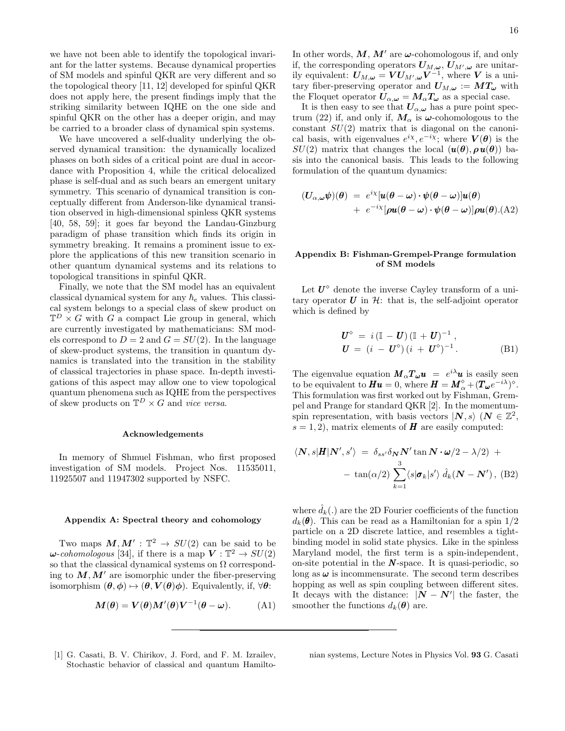we have not been able to identify the topological invariant for the latter systems. Because dynamical properties of SM models and spinful QKR are very different and so the topological theory [11, 12] developed for spinful QKR does not apply here, the present findings imply that the striking similarity between IQHE on the one side and spinful QKR on the other has a deeper origin, and may be carried to a broader class of dynamical spin systems.

We have uncovered a self-duality underlying the observed dynamical transition: the dynamically localized phases on both sides of a critical point are dual in accordance with Proposition 4, while the critical delocalized phase is self-dual and as such bears an emergent unitary symmetry. This scenario of dynamical transition is conceptually different from Anderson-like dynamical transition observed in high-dimensional spinless QKR systems [40, 58, 59]; it goes far beyond the Landau-Ginzburg paradigm of phase transition which finds its origin in symmetry breaking. It remains a prominent issue to explore the applications of this new transition scenario in other quantum dynamical systems and its relations to topological transitions in spinful QKR.

Finally, we note that the SM model has an equivalent classical dynamical system for any $\hbar_e$ values. This classical system belongs to a special class of skew product on $\mathbb{T}^D \times G$ with $G$ a compact Lie group in general, which are currently investigated by mathematicians: SM models correspond to $D = 2$ and $G = SU(2)$. In the language of skew-product systems, the transition in quantum dynamics is translated into the transition in the stability of classical trajectories in phase space. In-depth investigations of this aspect may allow one to view topological quantum phenomena such as IQHE from the perspectives of skew products on $\mathbb{T}^D \times G$ and *vice versa*.

#### Acknowledgements

In memory of Shmuel Fishman, who first proposed investigation of SM models. Project Nos. 11535011, 11925507 and 11947302 supported by NSFC.

#### Appendix A: Spectral theory and cohomology

Two maps $\boldsymbol{M}, \boldsymbol{M}' : \mathbb{T}^2 \to SU(2)$ can be said to be $\boldsymbol{\omega}$-*cohomologous* [34], if there is a map $\boldsymbol{V} : \mathbb{T}^2 \to SU(2)$ so that the classical dynamical systems on $\Omega$ corresponding to $\boldsymbol{M}, \boldsymbol{M}'$ are isomorphic under the fiber-preserving isomorphism $(\boldsymbol{\theta}, \boldsymbol{\phi}) \mapsto (\boldsymbol{\theta}, \boldsymbol{V}(\boldsymbol{\theta})\boldsymbol{\phi})$. Equivalently, if, $\forall \boldsymbol{\theta}$:

$$\boldsymbol{M}(\boldsymbol{\theta}) = \boldsymbol{V}(\boldsymbol{\theta})\boldsymbol{M}'(\boldsymbol{\theta})\boldsymbol{V}^{-1}(\boldsymbol{\theta} - \boldsymbol{\omega}). \tag{A1}$$

In other words, $\boldsymbol{M}, \boldsymbol{M}'$ are $\boldsymbol{\omega}$-cohomologous if, and only if, the corresponding operators $\boldsymbol{U}_{M,\boldsymbol{\omega}}, \boldsymbol{U}_{M',\boldsymbol{\omega}}$ are unitarily equivalent: $\boldsymbol{U}_{M,\boldsymbol{\omega}} = \boldsymbol{V}\boldsymbol{U}_{M',\boldsymbol{\omega}}\boldsymbol{V}^{-1}$, where $\boldsymbol{V}$ is a unitary fiber-preserving operator and $\boldsymbol{U}_{M,\boldsymbol{\omega}} := \boldsymbol{M}\boldsymbol{T}_{\boldsymbol{\omega}}$ with the Floquet operator $\boldsymbol{U}_{\alpha,\boldsymbol{\omega}} = \boldsymbol{M}_\alpha \boldsymbol{T}_{\boldsymbol{\omega}}$ as a special case.

It is then easy to see that $\boldsymbol{U}_{\alpha,\boldsymbol{\omega}}$ has a pure point spectrum (22) if, and only if, $\boldsymbol{M}_\alpha$ is $\boldsymbol{\omega}$-cohomologous to the constant $SU(2)$ matrix that is diagonal on the canonical basis, with eigenvalues $e^{i\chi}, e^{-i\chi}$; where $\boldsymbol{V}(\boldsymbol{\theta})$ is the $SU(2)$ matrix that changes the local $(\boldsymbol{u}(\boldsymbol{\theta}), \boldsymbol{\rho}\,\boldsymbol{u}(\boldsymbol{\theta}))$ basis into the canonical basis. This leads to the following formulation of the quantum dynamics:

$$\begin{aligned}(\boldsymbol{U}_{\alpha,\boldsymbol{\omega}}\boldsymbol{\psi})(\boldsymbol{\theta}) \;&=\; e^{i\chi}[\boldsymbol{u}(\boldsymbol{\theta}-\boldsymbol{\omega})\cdot\boldsymbol{\psi}(\boldsymbol{\theta}-\boldsymbol{\omega})]\boldsymbol{u}(\boldsymbol{\theta}) \\ &+\; e^{-i\chi}[\boldsymbol{\rho}\boldsymbol{u}(\boldsymbol{\theta}-\boldsymbol{\omega})\cdot\boldsymbol{\psi}(\boldsymbol{\theta}-\boldsymbol{\omega})]\boldsymbol{\rho}\boldsymbol{u}(\boldsymbol{\theta}). \end{aligned} \tag{A2}$$

#### Appendix B: Fishman-Grempel-Prange formulation of SM models

Let $\boldsymbol{U}^\diamond$ denote the inverse Cayley transform of a unitary operator $\boldsymbol{U}$ in $\mathcal{H}$: that is, the self-adjoint operator which is defined by

$$\begin{aligned}\boldsymbol{U}^\diamond \;&=\; i\,(\mathbb{I} - \boldsymbol{U})\,(\mathbb{I} + \boldsymbol{U})^{-1}\,, \\ \boldsymbol{U} \;&=\; (i - \boldsymbol{U}^\diamond)\,(i + \boldsymbol{U}^\diamond)^{-1}\,.\end{aligned} \tag{B1}$$

The eigenvalue equation $\boldsymbol{M}_\alpha \boldsymbol{T}_{\boldsymbol{\omega}}\boldsymbol{u} = e^{i\lambda}\boldsymbol{u}$ is easily seen to be equivalent to $\boldsymbol{H}\boldsymbol{u} = 0$, where $\boldsymbol{H} = \boldsymbol{M}_\alpha^\diamond + (\boldsymbol{T}_{\boldsymbol{\omega}}e^{-i\lambda})^\diamond$. This formulation was first worked out by Fishman, Grempel and Prange for standard QKR [2]. In the momentum-spin representation, with basis vectors $|\boldsymbol{N}, s\rangle$ ($\boldsymbol{N} \in \mathbb{Z}^2$, $s = 1, 2$), matrix elements of $\boldsymbol{H}$ are easily computed:

$$\begin{aligned}\langle \boldsymbol{N}, s|\boldsymbol{H}|\boldsymbol{N}', s'\rangle \;&=\; \delta_{ss'}\delta_{\boldsymbol{N}}\boldsymbol{N}' \tan \boldsymbol{N}\cdot\boldsymbol{\omega}/2 - \lambda/2) \;+ \\ &-\; \tan(\alpha/2)\sum_{k=1}^{3}\langle s|\boldsymbol{\sigma}_k|s'\rangle\;\hat{d}_k(\boldsymbol{N}-\boldsymbol{N}')\,,\end{aligned} \tag{B2}$$

where $\hat{d}_k(.)$ are the 2D Fourier coefficients of the function $d_k(\boldsymbol{\theta})$. This can be read as a Hamiltonian for a spin $1/2$ particle on a 2D discrete lattice, and resembles a tight-binding model in solid state physics. Like in the spinless Maryland model, the first term is a spin-independent, on-site potential in the $\boldsymbol{N}$-space. It is quasi-periodic, so long as $\boldsymbol{\omega}$ is incommensurate. The second term describes hopping as well as spin coupling between different sites. It decays with the distance: $|\boldsymbol{N} - \boldsymbol{N}'|$ the faster, the smoother the functions $d_k(\boldsymbol{\theta})$ are.

---

[1] G. Casati, B. V. Chirikov, J. Ford, and F. M. Izrailev, Stochastic behavior of classical and quantum Hamiltonian systems, Lecture Notes in Physics Vol. **93** G. Casati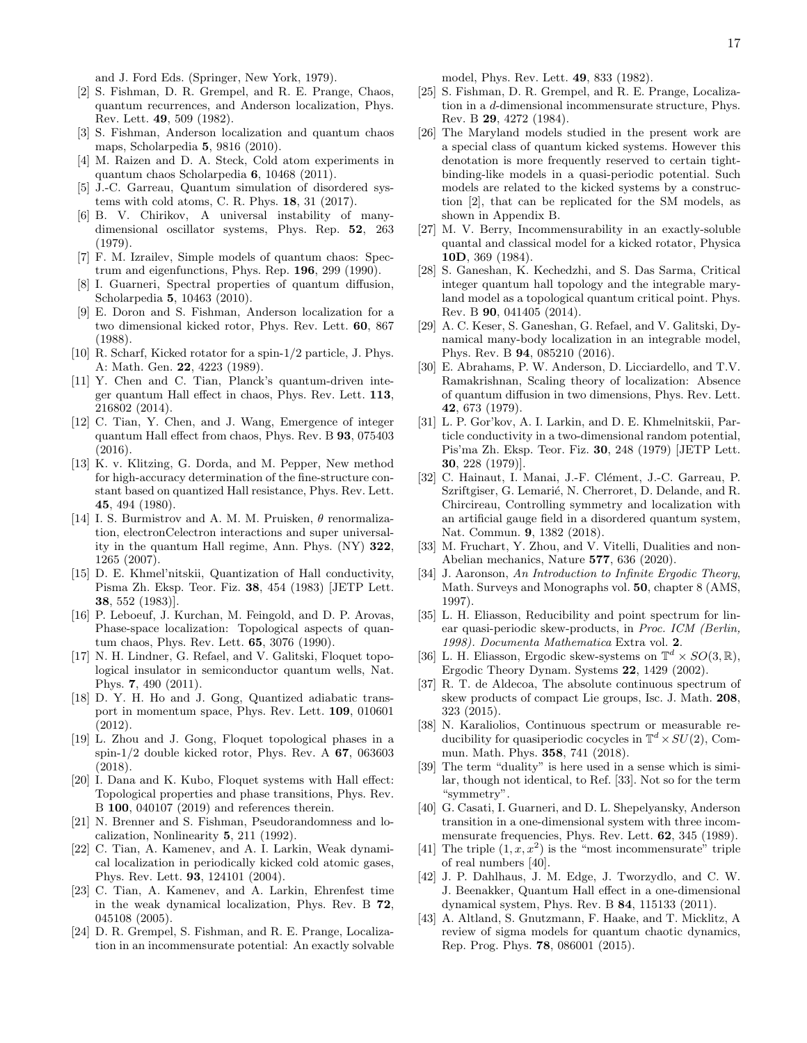and J. Ford Eds. (Springer, New York, 1979).

[2] S. Fishman, D. R. Grempel, and R. E. Prange, Chaos, quantum recurrences, and Anderson localization, Phys. Rev. Lett. **49**, 509 (1982).

[3] S. Fishman, Anderson localization and quantum chaos maps, Scholarpedia **5**, 9816 (2010).

[4] M. Raizen and D. A. Steck, Cold atom experiments in quantum chaos Scholarpedia **6**, 10468 (2011).

[5] J.-C. Garreau, Quantum simulation of disordered systems with cold atoms, C. R. Phys. **18**, 31 (2017).

[6] B. V. Chirikov, A universal instability of many-dimensional oscillator systems, Phys. Rep. **52**, 263 (1979).

[7] F. M. Izrailev, Simple models of quantum chaos: Spectrum and eigenfunctions, Phys. Rep. **196**, 299 (1990).

[8] I. Guarneri, Spectral properties of quantum diffusion, Scholarpedia **5**, 10463 (2010).

[9] E. Doron and S. Fishman, Anderson localization for a two dimensional kicked rotor, Phys. Rev. Lett. **60**, 867 (1988).

[10] R. Scharf, Kicked rotator for a spin-1/2 particle, J. Phys. A: Math. Gen. **22**, 4223 (1989).

[11] Y. Chen and C. Tian, Planck's quantum-driven integer quantum Hall effect in chaos, Phys. Rev. Lett. **113**, 216802 (2014).

[12] C. Tian, Y. Chen, and J. Wang, Emergence of integer quantum Hall effect from chaos, Phys. Rev. B **93**, 075403 (2016).

[13] K. v. Klitzing, G. Dorda, and M. Pepper, New method for high-accuracy determination of the fine-structure constant based on quantized Hall resistance, Phys. Rev. Lett. **45**, 494 (1980).

[14] I. S. Burmistrov and A. M. M. Pruisken, $\theta$ renormalization, electronCelectron interactions and super universality in the quantum Hall regime, Ann. Phys. (NY) **322**, 1265 (2007).

[15] D. E. Khmel'nitskii, Quantization of Hall conductivity, Pisma Zh. Eksp. Teor. Fiz. **38**, 454 (1983) [JETP Lett. **38**, 552 (1983)].

[16] P. Leboeuf, J. Kurchan, M. Feingold, and D. P. Arovas, Phase-space localization: Topological aspects of quantum chaos, Phys. Rev. Lett. **65**, 3076 (1990).

[17] N. H. Lindner, G. Refael, and V. Galitski, Floquet topological insulator in semiconductor quantum wells, Nat. Phys. **7**, 490 (2011).

[18] D. Y. H. Ho and J. Gong, Quantized adiabatic transport in momentum space, Phys. Rev. Lett. **109**, 010601 (2012).

[19] L. Zhou and J. Gong, Floquet topological phases in a spin-1/2 double kicked rotor, Phys. Rev. A **67**, 063603 (2018).

[20] I. Dana and K. Kubo, Floquet systems with Hall effect: Topological properties and phase transitions, Phys. Rev. B **100**, 040107 (2019) and references therein.

[21] N. Brenner and S. Fishman, Pseudorandomness and localization, Nonlinearity **5**, 211 (1992).

[22] C. Tian, A. Kamenev, and A. I. Larkin, Weak dynamical localization in periodically kicked cold atomic gases, Phys. Rev. Lett. **93**, 124101 (2004).

[23] C. Tian, A. Kamenev, and A. Larkin, Ehrenfest time in the weak dynamical localization, Phys. Rev. B **72**, 045108 (2005).

[24] D. R. Grempel, S. Fishman, and R. E. Prange, Localization in an incommensurate potential: An exactly solvable model, Phys. Rev. Lett. **49**, 833 (1982).

[25] S. Fishman, D. R. Grempel, and R. E. Prange, Localization in a $d$-dimensional incommensurate structure, Phys. Rev. B **29**, 4272 (1984).

[26] The Maryland models studied in the present work are a special class of quantum kicked systems. However this denotation is more frequently reserved to certain tight-binding-like models in a quasi-periodic potential. Such models are related to the kicked systems by a construction [2], that can be replicated for the SM models, as shown in Appendix B.

[27] M. V. Berry, Incommensurability in an exactly-soluble quantal and classical model for a kicked rotator, Physica **10D**, 369 (1984).

[28] S. Ganeshan, K. Kechedzhi, and S. Das Sarma, Critical integer quantum hall topology and the integrable maryland model as a topological quantum critical point. Phys. Rev. B **90**, 041405 (2014).

[29] A. C. Keser, S. Ganeshan, G. Refael, and V. Galitski, Dynamical many-body localization in an integrable model, Phys. Rev. B **94**, 085210 (2016).

[30] E. Abrahams, P. W. Anderson, D. Licciardello, and T.V. Ramakrishnan, Scaling theory of localization: Absence of quantum diffusion in two dimensions, Phys. Rev. Lett. **42**, 673 (1979).

[31] L. P. Gor'kov, A. I. Larkin, and D. E. Khmelnitskii, Particle conductivity in a two-dimensional random potential, Pis'ma Zh. Eksp. Teor. Fiz. **30**, 248 (1979) [JETP Lett. **30**, 228 (1979)].

[32] C. Hainaut, I. Manai, J.-F. Clément, J.-C. Garreau, P. Szriftgiser, G. Lemarié, N. Cherroret, D. Delande, and R. Chircireau, Controlling symmetry and localization with an artificial gauge field in a disordered quantum system, Nat. Commun. **9**, 1382 (2018).

[33] M. Fruchart, Y. Zhou, and V. Vitelli, Dualities and non-Abelian mechanics, Nature **577**, 636 (2020).

[34] J. Aaronson, *An Introduction to Infinite Ergodic Theory*, Math. Surveys and Monographs vol. **50**, chapter 8 (AMS, 1997).

[35] L. H. Eliasson, Reducibility and point spectrum for linear quasi-periodic skew-products, in *Proc. ICM (Berlin, 1998). Documenta Mathematica* Extra vol. **2**.

[36] L. H. Eliasson, Ergodic skew-systems on $\mathbb{T}^d \times SO(3,\mathbb{R})$, Ergodic Theory Dynam. Systems **22**, 1429 (2002).

[37] R. T. de Aldecoa, The absolute continuous spectrum of skew products of compact Lie groups, Isc. J. Math. **208**, 323 (2015).

[38] N. Karaliolios, Continuous spectrum or measurable reducibility for quasiperiodic cocycles in $\mathbb{T}^d \times SU(2)$, Commun. Math. Phys. **358**, 741 (2018).

[39] The term "duality" is here used in a sense which is similar, though not identical, to Ref. [33]. Not so for the term "symmetry".

[40] G. Casati, I. Guarneri, and D. L. Shepelyansky, Anderson transition in a one-dimensional system with three incommensurate frequencies, Phys. Rev. Lett. **62**, 345 (1989).

[41] The triple $(1, x, x^2)$ is the "most incommensurate" triple of real numbers [40].

[42] J. P. Dahlhaus, J. M. Edge, J. Tworzydlo, and C. W. J. Beenakker, Quantum Hall effect in a one-dimensional dynamical system, Phys. Rev. B **84**, 115133 (2011).

[43] A. Altland, S. Gnutzmann, F. Haake, and T. Micklitz, A review of sigma models for quantum chaotic dynamics, Rep. Prog. Phys. **78**, 086001 (2015).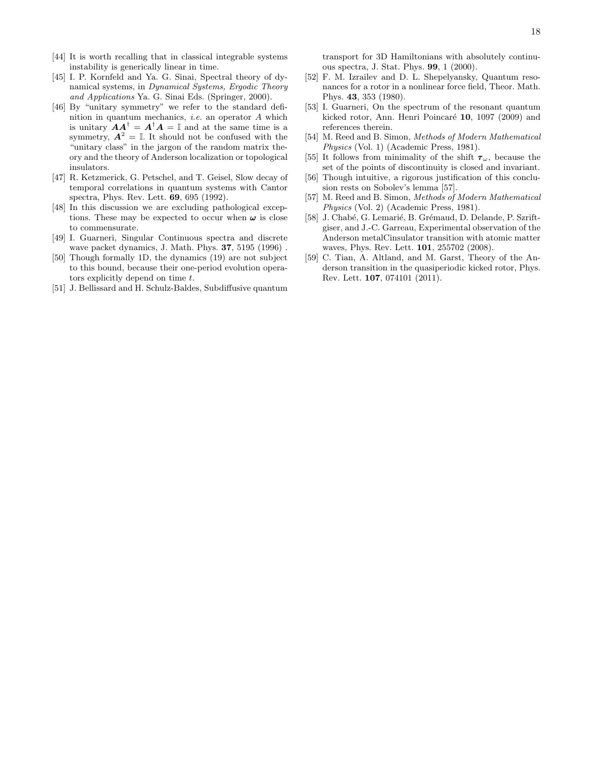[44] It is worth recalling that in classical integrable systems instability is generically linear in time.

[45] I. P. Kornfeld and Ya. G. Sinai, Spectral theory of dynamical systems, in *Dynamical Systems, Ergodic Theory and Applications* Ya. G. Sinai Eds. (Springer, 2000).

[46] By "unitary symmetry" we refer to the standard definition in quantum mechanics, *i.e.* an operator $A$ which is unitary $\boldsymbol{A}\boldsymbol{A}^{\dagger} = \boldsymbol{A}^{\dagger}\boldsymbol{A} = \mathbb{I}$ and at the same time is a symmetry, $\boldsymbol{A}^2 = \mathbb{I}$. It should not be confused with the "unitary class" in the jargon of the random matrix theory and the theory of Anderson localization or topological insulators.

[47] R. Ketzmerick, G. Petschel, and T. Geisel, Slow decay of temporal correlations in quantum systems with Cantor spectra, Phys. Rev. Lett. **69**, 695 (1992).

[48] In this discussion we are excluding pathological exceptions. These may be expected to occur when $\boldsymbol{\omega}$ is close to commensurate.

[49] I. Guarneri, Singular Continuous spectra and discrete wave packet dynamics, J. Math. Phys. **37**, 5195 (1996) .

[50] Though formally 1D, the dynamics (19) are not subject to this bound, because their one-period evolution operators explicitly depend on time $t$.

[51] J. Bellissard and H. Schulz-Baldes, Subdiffusive quantum transport for 3D Hamiltonians with absolutely continuous spectra, J. Stat. Phys. **99**, 1 (2000).

[52] F. M. Izrailev and D. L. Shepelyansky, Quantum resonances for a rotor in a nonlinear force field, Theor. Math. Phys. **43**, 353 (1980).

[53] I. Guarneri, On the spectrum of the resonant quantum kicked rotor, Ann. Henri Poincaré **10**, 1097 (2009) and references therein.

[54] M. Reed and B. Simon, *Methods of Modern Mathematical Physics* (Vol. 1) (Academic Press, 1981).

[55] It follows from minimality of the shift $\boldsymbol{\tau}_{\omega}$, because the set of the points of discontinuity is closed and invariant.

[56] Though intuitive, a rigorous justification of this conclusion rests on Sobolev's lemma [57].

[57] M. Reed and B. Simon, *Methods of Modern Mathematical Physics* (Vol. 2) (Academic Press, 1981).

[58] J. Chabé, G. Lemarié, B. Grémaud, D. Delande, P. Szriftgiser, and J.-C. Garreau, Experimental observation of the Anderson metalCinsulator transition with atomic matter waves, Phys. Rev. Lett. **101**, 255702 (2008).

[59] C. Tian, A. Altland, and M. Garst, Theory of the Anderson transition in the quasiperiodic kicked rotor, Phys. Rev. Lett. **107**, 074101 (2011).